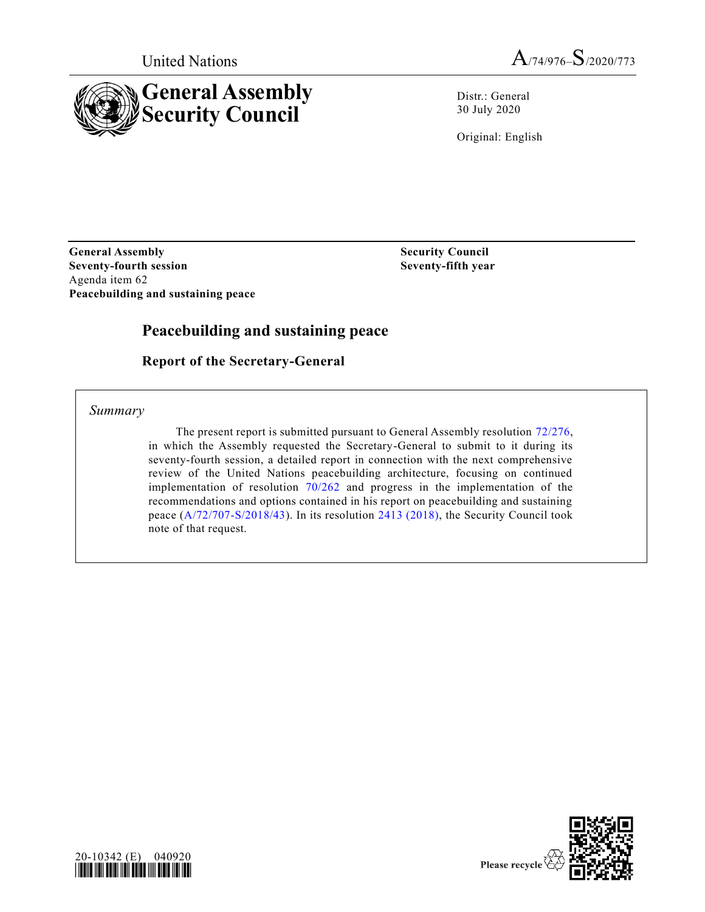United Nations

A/74/976–S/2020/773

# General Assembly
# Security Council

Distr.: General
30 July 2020

Original: English

**General Assembly**
**Seventy-fourth session**
Agenda item 62
**Peacebuilding and sustaining peace**

**Security Council**
**Seventy-fifth year**

## Peacebuilding and sustaining peace

### Report of the Secretary-General

*Summary*

The present report is submitted pursuant to General Assembly resolution 72/276, in which the Assembly requested the Secretary-General to submit to it during its seventy-fourth session, a detailed report in connection with the next comprehensive review of the United Nations peacebuilding architecture, focusing on continued implementation of resolution 70/262 and progress in the implementation of the recommendations and options contained in his report on peacebuilding and sustaining peace (A/72/707-S/2018/43). In its resolution 2413 (2018), the Security Council took note of that request.

20-10342 (E) 040920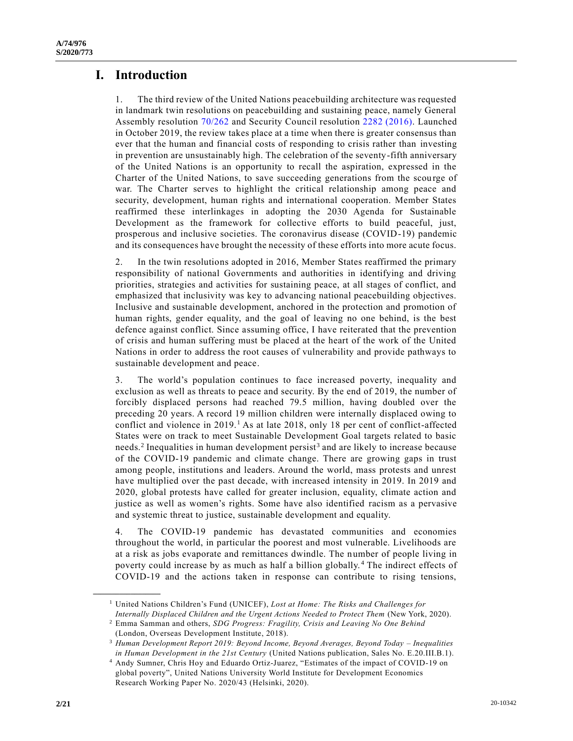# I. Introduction

1. The third review of the United Nations peacebuilding architecture was requested in landmark twin resolutions on peacebuilding and sustaining peace, namely General Assembly resolution 70/262 and Security Council resolution 2282 (2016). Launched in October 2019, the review takes place at a time when there is greater consensus than ever that the human and financial costs of responding to crisis rather than investing in prevention are unsustainably high. The celebration of the seventy-fifth anniversary of the United Nations is an opportunity to recall the aspiration, expressed in the Charter of the United Nations, to save succeeding generations from the scourge of war. The Charter serves to highlight the critical relationship among peace and security, development, human rights and international cooperation. Member States reaffirmed these interlinkages in adopting the 2030 Agenda for Sustainable Development as the framework for collective efforts to build peaceful, just, prosperous and inclusive societies. The coronavirus disease (COVID-19) pandemic and its consequences have brought the necessity of these efforts into more acute focus.

2. In the twin resolutions adopted in 2016, Member States reaffirmed the primary responsibility of national Governments and authorities in identifying and driving priorities, strategies and activities for sustaining peace, at all stages of conflict, and emphasized that inclusivity was key to advancing national peacebuilding objectives. Inclusive and sustainable development, anchored in the protection and promotion of human rights, gender equality, and the goal of leaving no one behind, is the best defence against conflict. Since assuming office, I have reiterated that the prevention of crisis and human suffering must be placed at the heart of the work of the United Nations in order to address the root causes of vulnerability and provide pathways to sustainable development and peace.

3. The world's population continues to face increased poverty, inequality and exclusion as well as threats to peace and security. By the end of 2019, the number of forcibly displaced persons had reached 79.5 million, having doubled over the preceding 20 years. A record 19 million children were internally displaced owing to conflict and violence in 2019.[1] As at late 2018, only 18 per cent of conflict-affected States were on track to meet Sustainable Development Goal targets related to basic needs.[2] Inequalities in human development persist[3] and are likely to increase because of the COVID-19 pandemic and climate change. There are growing gaps in trust among people, institutions and leaders. Around the world, mass protests and unrest have multiplied over the past decade, with increased intensity in 2019. In 2019 and 2020, global protests have called for greater inclusion, equality, climate action and justice as well as women's rights. Some have also identified racism as a pervasive and systemic threat to justice, sustainable development and equality.

4. The COVID-19 pandemic has devastated communities and economies throughout the world, in particular the poorest and most vulnerable. Livelihoods are at a risk as jobs evaporate and remittances dwindle. The number of people living in poverty could increase by as much as half a billion globally.[4] The indirect effects of COVID-19 and the actions taken in response can contribute to rising tensions,

---

[1] United Nations Children's Fund (UNICEF), *Lost at Home: The Risks and Challenges for Internally Displaced Children and the Urgent Actions Needed to Protect Them* (New York, 2020).

[2] Emma Samman and others, *SDG Progress: Fragility, Crisis and Leaving No One Behind* (London, Overseas Development Institute, 2018).

[3] *Human Development Report 2019: Beyond Income, Beyond Averages, Beyond Today – Inequalities in Human Development in the 21st Century* (United Nations publication, Sales No. E.20.III.B.1).

[4] Andy Sumner, Chris Hoy and Eduardo Ortiz-Juarez, "Estimates of the impact of COVID-19 on global poverty", United Nations University World Institute for Development Economics Research Working Paper No. 2020/43 (Helsinki, 2020).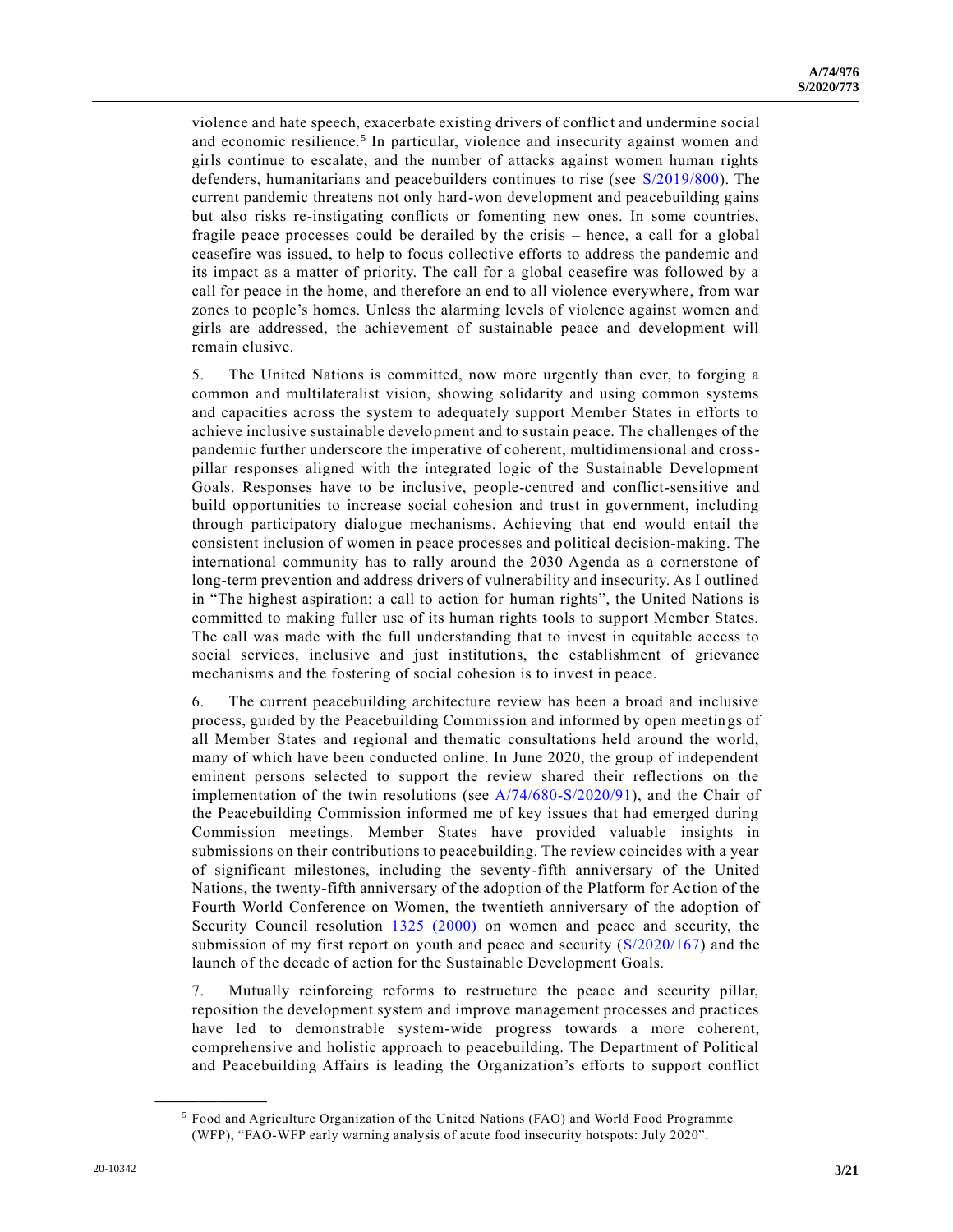violence and hate speech, exacerbate existing drivers of conflict and undermine social and economic resilience.[5] In particular, violence and insecurity against women and girls continue to escalate, and the number of attacks against women human rights defenders, humanitarians and peacebuilders continues to rise (see S/2019/800). The current pandemic threatens not only hard-won development and peacebuilding gains but also risks re-instigating conflicts or fomenting new ones. In some countries, fragile peace processes could be derailed by the crisis – hence, a call for a global ceasefire was issued, to help to focus collective efforts to address the pandemic and its impact as a matter of priority. The call for a global ceasefire was followed by a call for peace in the home, and therefore an end to all violence everywhere, from war zones to people's homes. Unless the alarming levels of violence against women and girls are addressed, the achievement of sustainable peace and development will remain elusive.

5. The United Nations is committed, now more urgently than ever, to forging a common and multilateralist vision, showing solidarity and using common systems and capacities across the system to adequately support Member States in efforts to achieve inclusive sustainable development and to sustain peace. The challenges of the pandemic further underscore the imperative of coherent, multidimensional and cross-pillar responses aligned with the integrated logic of the Sustainable Development Goals. Responses have to be inclusive, people-centred and conflict-sensitive and build opportunities to increase social cohesion and trust in government, including through participatory dialogue mechanisms. Achieving that end would entail the consistent inclusion of women in peace processes and political decision-making. The international community has to rally around the 2030 Agenda as a cornerstone of long-term prevention and address drivers of vulnerability and insecurity. As I outlined in "The highest aspiration: a call to action for human rights", the United Nations is committed to making fuller use of its human rights tools to support Member States. The call was made with the full understanding that to invest in equitable access to social services, inclusive and just institutions, the establishment of grievance mechanisms and the fostering of social cohesion is to invest in peace.

6. The current peacebuilding architecture review has been a broad and inclusive process, guided by the Peacebuilding Commission and informed by open meetings of all Member States and regional and thematic consultations held around the world, many of which have been conducted online. In June 2020, the group of independent eminent persons selected to support the review shared their reflections on the implementation of the twin resolutions (see A/74/680-S/2020/91), and the Chair of the Peacebuilding Commission informed me of key issues that had emerged during Commission meetings. Member States have provided valuable insights in submissions on their contributions to peacebuilding. The review coincides with a year of significant milestones, including the seventy-fifth anniversary of the United Nations, the twenty-fifth anniversary of the adoption of the Platform for Action of the Fourth World Conference on Women, the twentieth anniversary of the adoption of Security Council resolution 1325 (2000) on women and peace and security, the submission of my first report on youth and peace and security (S/2020/167) and the launch of the decade of action for the Sustainable Development Goals.

7. Mutually reinforcing reforms to restructure the peace and security pillar, reposition the development system and improve management processes and practices have led to demonstrable system-wide progress towards a more coherent, comprehensive and holistic approach to peacebuilding. The Department of Political and Peacebuilding Affairs is leading the Organization's efforts to support conflict

---

[5] Food and Agriculture Organization of the United Nations (FAO) and World Food Programme (WFP), "FAO-WFP early warning analysis of acute food insecurity hotspots: July 2020".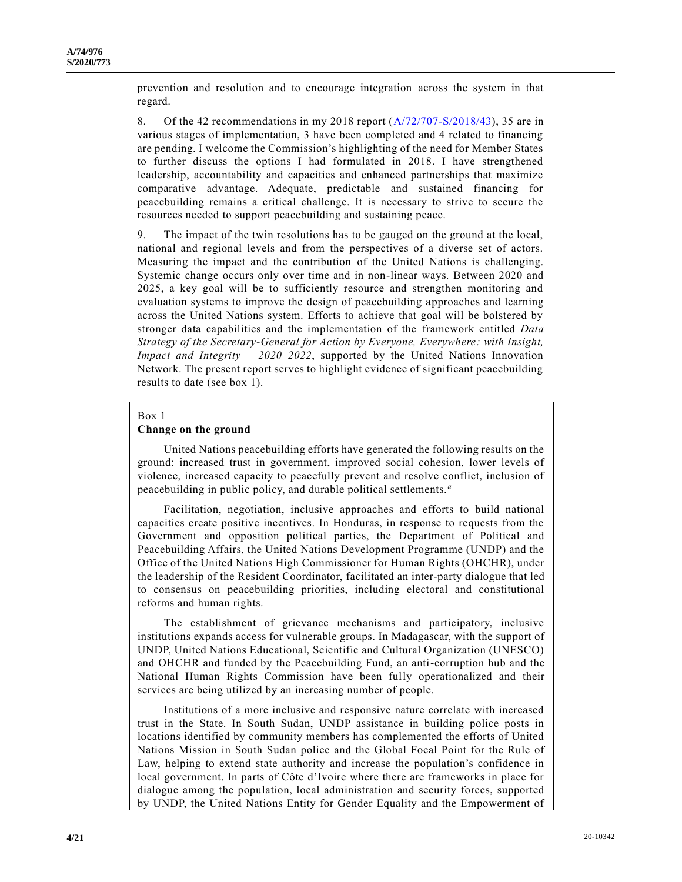prevention and resolution and to encourage integration across the system in that regard.

8. Of the 42 recommendations in my 2018 report (A/72/707-S/2018/43), 35 are in various stages of implementation, 3 have been completed and 4 related to financing are pending. I welcome the Commission's highlighting of the need for Member States to further discuss the options I had formulated in 2018. I have strengthened leadership, accountability and capacities and enhanced partnerships that maximize comparative advantage. Adequate, predictable and sustained financing for peacebuilding remains a critical challenge. It is necessary to strive to secure the resources needed to support peacebuilding and sustaining peace.

9. The impact of the twin resolutions has to be gauged on the ground at the local, national and regional levels and from the perspectives of a diverse set of actors. Measuring the impact and the contribution of the United Nations is challenging. Systemic change occurs only over time and in non-linear ways. Between 2020 and 2025, a key goal will be to sufficiently resource and strengthen monitoring and evaluation systems to improve the design of peacebuilding approaches and learning across the United Nations system. Efforts to achieve that goal will be bolstered by stronger data capabilities and the implementation of the framework entitled *Data Strategy of the Secretary-General for Action by Everyone, Everywhere: with Insight, Impact and Integrity – 2020–2022*, supported by the United Nations Innovation Network. The present report serves to highlight evidence of significant peacebuilding results to date (see box 1).

Box 1
**Change on the ground**

United Nations peacebuilding efforts have generated the following results on the ground: increased trust in government, improved social cohesion, lower levels of violence, increased capacity to peacefully prevent and resolve conflict, inclusion of peacebuilding in public policy, and durable political settlements.[a]

Facilitation, negotiation, inclusive approaches and efforts to build national capacities create positive incentives. In Honduras, in response to requests from the Government and opposition political parties, the Department of Political and Peacebuilding Affairs, the United Nations Development Programme (UNDP) and the Office of the United Nations High Commissioner for Human Rights (OHCHR), under the leadership of the Resident Coordinator, facilitated an inter-party dialogue that led to consensus on peacebuilding priorities, including electoral and constitutional reforms and human rights.

The establishment of grievance mechanisms and participatory, inclusive institutions expands access for vulnerable groups. In Madagascar, with the support of UNDP, United Nations Educational, Scientific and Cultural Organization (UNESCO) and OHCHR and funded by the Peacebuilding Fund, an anti-corruption hub and the National Human Rights Commission have been fully operationalized and their services are being utilized by an increasing number of people.

Institutions of a more inclusive and responsive nature correlate with increased trust in the State. In South Sudan, UNDP assistance in building police posts in locations identified by community members has complemented the efforts of United Nations Mission in South Sudan police and the Global Focal Point for the Rule of Law, helping to extend state authority and increase the population's confidence in local government. In parts of Côte d'Ivoire where there are frameworks in place for dialogue among the population, local administration and security forces, supported by UNDP, the United Nations Entity for Gender Equality and the Empowerment of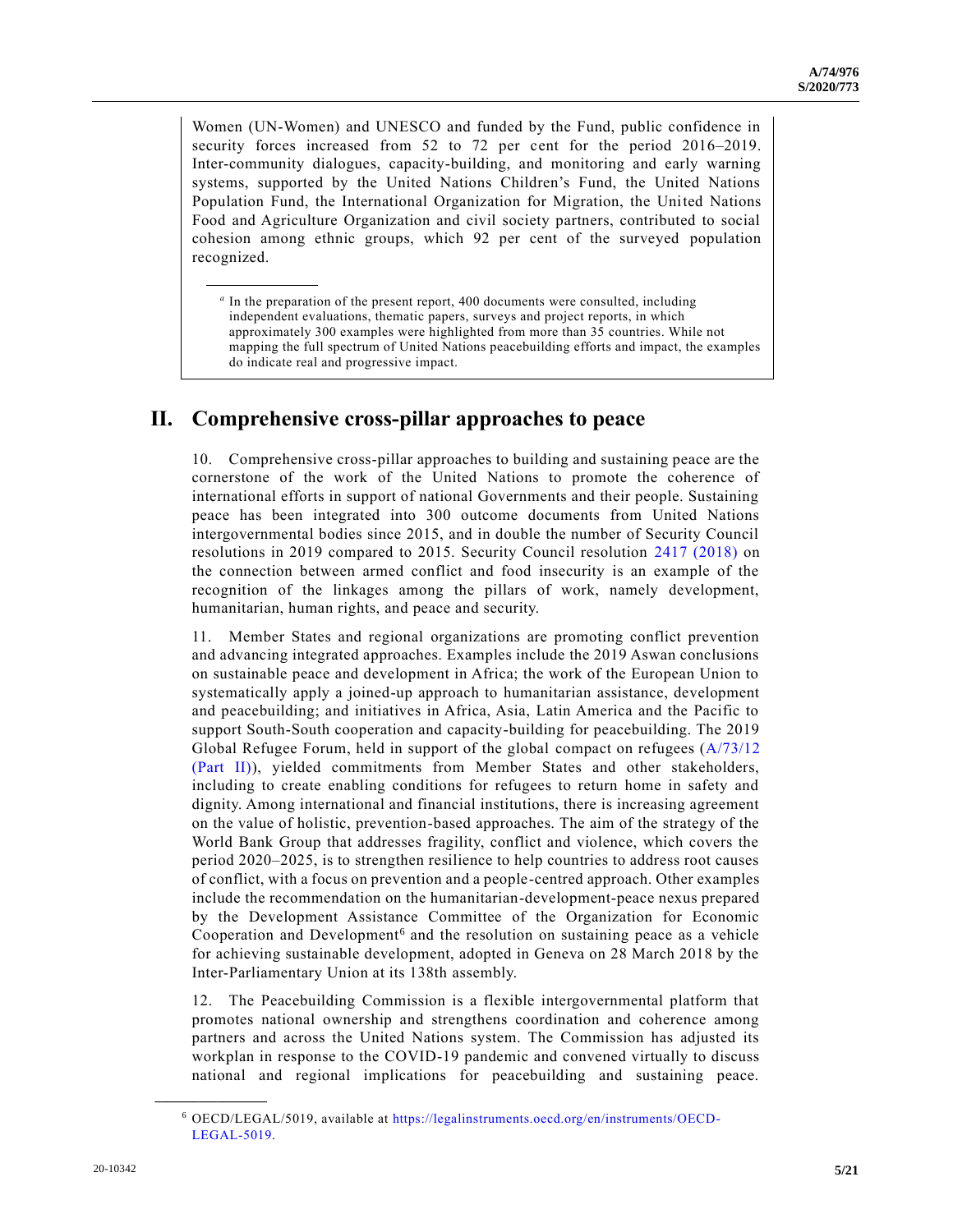Women (UN-Women) and UNESCO and funded by the Fund, public confidence in security forces increased from 52 to 72 per cent for the period 2016–2019. Inter-community dialogues, capacity-building, and monitoring and early warning systems, supported by the United Nations Children's Fund, the United Nations Population Fund, the International Organization for Migration, the United Nations Food and Agriculture Organization and civil society partners, contributed to social cohesion among ethnic groups, which 92 per cent of the surveyed population recognized.

[a] In the preparation of the present report, 400 documents were consulted, including independent evaluations, thematic papers, surveys and project reports, in which approximately 300 examples were highlighted from more than 35 countries. While not mapping the full spectrum of United Nations peacebuilding efforts and impact, the examples do indicate real and progressive impact.

## II. Comprehensive cross-pillar approaches to peace

10. Comprehensive cross-pillar approaches to building and sustaining peace are the cornerstone of the work of the United Nations to promote the coherence of international efforts in support of national Governments and their people. Sustaining peace has been integrated into 300 outcome documents from United Nations intergovernmental bodies since 2015, and in double the number of Security Council resolutions in 2019 compared to 2015. Security Council resolution 2417 (2018) on the connection between armed conflict and food insecurity is an example of the recognition of the linkages among the pillars of work, namely development, humanitarian, human rights, and peace and security.

11. Member States and regional organizations are promoting conflict prevention and advancing integrated approaches. Examples include the 2019 Aswan conclusions on sustainable peace and development in Africa; the work of the European Union to systematically apply a joined-up approach to humanitarian assistance, development and peacebuilding; and initiatives in Africa, Asia, Latin America and the Pacific to support South-South cooperation and capacity-building for peacebuilding. The 2019 Global Refugee Forum, held in support of the global compact on refugees (A/73/12 (Part II)), yielded commitments from Member States and other stakeholders, including to create enabling conditions for refugees to return home in safety and dignity. Among international and financial institutions, there is increasing agreement on the value of holistic, prevention-based approaches. The aim of the strategy of the World Bank Group that addresses fragility, conflict and violence, which covers the period 2020–2025, is to strengthen resilience to help countries to address root causes of conflict, with a focus on prevention and a people-centred approach. Other examples include the recommendation on the humanitarian-development-peace nexus prepared by the Development Assistance Committee of the Organization for Economic Cooperation and Development[6] and the resolution on sustaining peace as a vehicle for achieving sustainable development, adopted in Geneva on 28 March 2018 by the Inter-Parliamentary Union at its 138th assembly.

12. The Peacebuilding Commission is a flexible intergovernmental platform that promotes national ownership and strengthens coordination and coherence among partners and across the United Nations system. The Commission has adjusted its workplan in response to the COVID-19 pandemic and convened virtually to discuss national and regional implications for peacebuilding and sustaining peace.

[6] OECD/LEGAL/5019, available at https://legalinstruments.oecd.org/en/instruments/OECD-LEGAL-5019.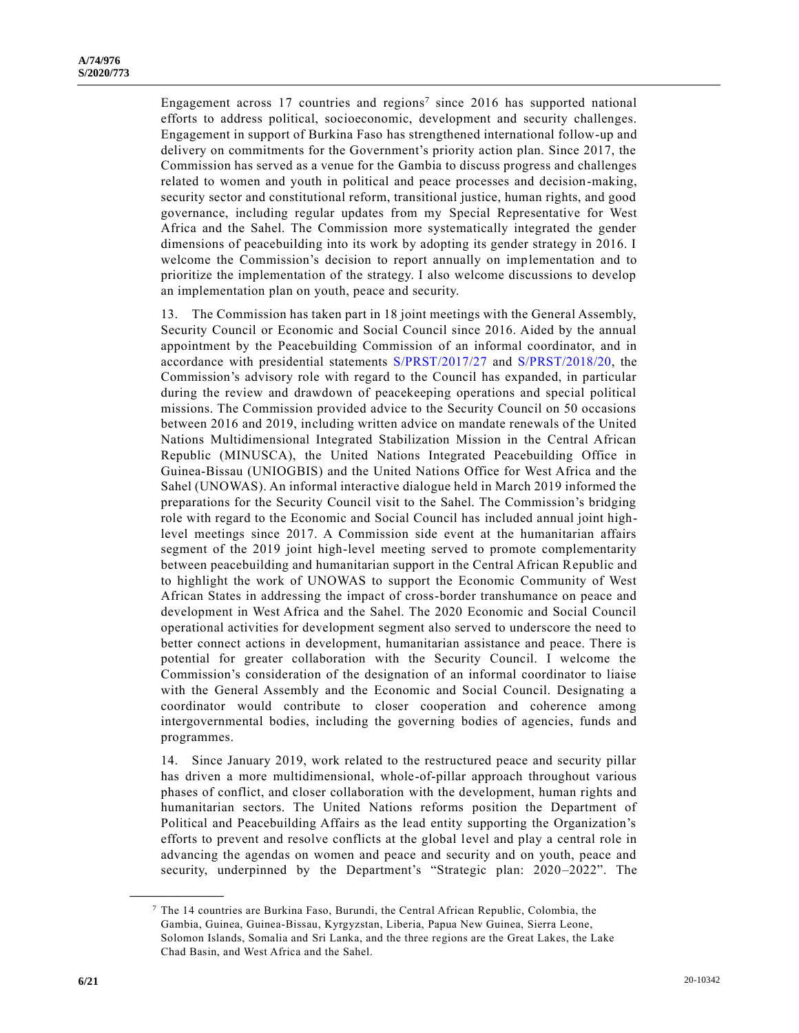Engagement across 17 countries and regions[7] since 2016 has supported national efforts to address political, socioeconomic, development and security challenges. Engagement in support of Burkina Faso has strengthened international follow-up and delivery on commitments for the Government's priority action plan. Since 2017, the Commission has served as a venue for the Gambia to discuss progress and challenges related to women and youth in political and peace processes and decision-making, security sector and constitutional reform, transitional justice, human rights, and good governance, including regular updates from my Special Representative for West Africa and the Sahel. The Commission more systematically integrated the gender dimensions of peacebuilding into its work by adopting its gender strategy in 2016. I welcome the Commission's decision to report annually on implementation and to prioritize the implementation of the strategy. I also welcome discussions to develop an implementation plan on youth, peace and security.

13. The Commission has taken part in 18 joint meetings with the General Assembly, Security Council or Economic and Social Council since 2016. Aided by the annual appointment by the Peacebuilding Commission of an informal coordinator, and in accordance with presidential statements S/PRST/2017/27 and S/PRST/2018/20, the Commission's advisory role with regard to the Council has expanded, in particular during the review and drawdown of peacekeeping operations and special political missions. The Commission provided advice to the Security Council on 50 occasions between 2016 and 2019, including written advice on mandate renewals of the United Nations Multidimensional Integrated Stabilization Mission in the Central African Republic (MINUSCA), the United Nations Integrated Peacebuilding Office in Guinea-Bissau (UNIOGBIS) and the United Nations Office for West Africa and the Sahel (UNOWAS). An informal interactive dialogue held in March 2019 informed the preparations for the Security Council visit to the Sahel. The Commission's bridging role with regard to the Economic and Social Council has included annual joint high-level meetings since 2017. A Commission side event at the humanitarian affairs segment of the 2019 joint high-level meeting served to promote complementarity between peacebuilding and humanitarian support in the Central African Republic and to highlight the work of UNOWAS to support the Economic Community of West African States in addressing the impact of cross-border transhumance on peace and development in West Africa and the Sahel. The 2020 Economic and Social Council operational activities for development segment also served to underscore the need to better connect actions in development, humanitarian assistance and peace. There is potential for greater collaboration with the Security Council. I welcome the Commission's consideration of the designation of an informal coordinator to liaise with the General Assembly and the Economic and Social Council. Designating a coordinator would contribute to closer cooperation and coherence among intergovernmental bodies, including the governing bodies of agencies, funds and programmes.

14. Since January 2019, work related to the restructured peace and security pillar has driven a more multidimensional, whole-of-pillar approach throughout various phases of conflict, and closer collaboration with the development, human rights and humanitarian sectors. The United Nations reforms position the Department of Political and Peacebuilding Affairs as the lead entity supporting the Organization's efforts to prevent and resolve conflicts at the global level and play a central role in advancing the agendas on women and peace and security and on youth, peace and security, underpinned by the Department's "Strategic plan: 2020–2022". The

---

[7] The 14 countries are Burkina Faso, Burundi, the Central African Republic, Colombia, the Gambia, Guinea, Guinea-Bissau, Kyrgyzstan, Liberia, Papua New Guinea, Sierra Leone, Solomon Islands, Somalia and Sri Lanka, and the three regions are the Great Lakes, the Lake Chad Basin, and West Africa and the Sahel.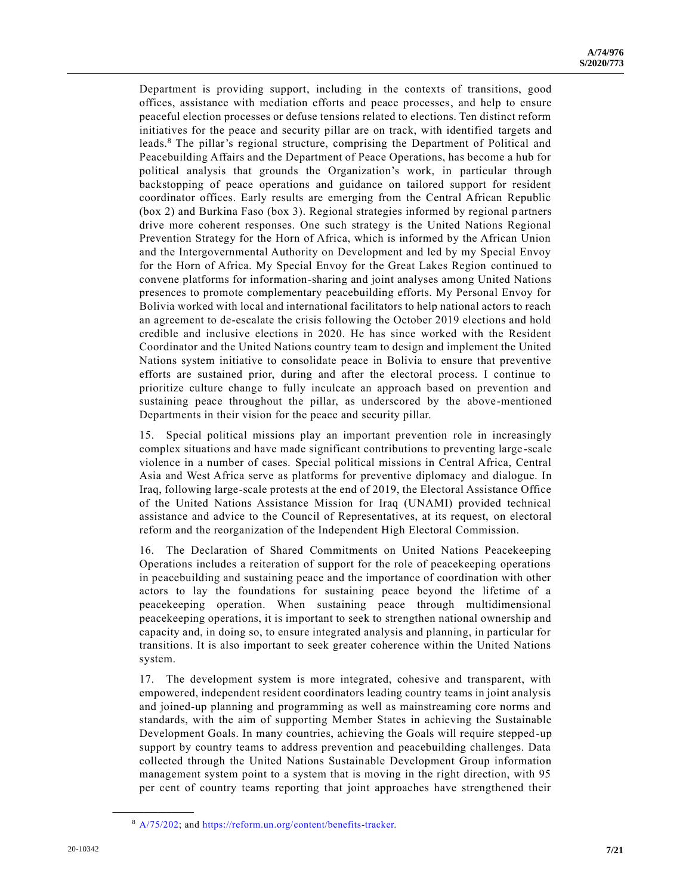Department is providing support, including in the contexts of transitions, good offices, assistance with mediation efforts and peace processes, and help to ensure peaceful election processes or defuse tensions related to elections. Ten distinct reform initiatives for the peace and security pillar are on track, with identified targets and leads.[8] The pillar's regional structure, comprising the Department of Political and Peacebuilding Affairs and the Department of Peace Operations, has become a hub for political analysis that grounds the Organization's work, in particular through backstopping of peace operations and guidance on tailored support for resident coordinator offices. Early results are emerging from the Central African Republic (box 2) and Burkina Faso (box 3). Regional strategies informed by regional partners drive more coherent responses. One such strategy is the United Nations Regional Prevention Strategy for the Horn of Africa, which is informed by the African Union and the Intergovernmental Authority on Development and led by my Special Envoy for the Horn of Africa. My Special Envoy for the Great Lakes Region continued to convene platforms for information-sharing and joint analyses among United Nations presences to promote complementary peacebuilding efforts. My Personal Envoy for Bolivia worked with local and international facilitators to help national actors to reach an agreement to de-escalate the crisis following the October 2019 elections and hold credible and inclusive elections in 2020. He has since worked with the Resident Coordinator and the United Nations country team to design and implement the United Nations system initiative to consolidate peace in Bolivia to ensure that preventive efforts are sustained prior, during and after the electoral process. I continue to prioritize culture change to fully inculcate an approach based on prevention and sustaining peace throughout the pillar, as underscored by the above-mentioned Departments in their vision for the peace and security pillar.

15. Special political missions play an important prevention role in increasingly complex situations and have made significant contributions to preventing large-scale violence in a number of cases. Special political missions in Central Africa, Central Asia and West Africa serve as platforms for preventive diplomacy and dialogue. In Iraq, following large-scale protests at the end of 2019, the Electoral Assistance Office of the United Nations Assistance Mission for Iraq (UNAMI) provided technical assistance and advice to the Council of Representatives, at its request, on electoral reform and the reorganization of the Independent High Electoral Commission.

16. The Declaration of Shared Commitments on United Nations Peacekeeping Operations includes a reiteration of support for the role of peacekeeping operations in peacebuilding and sustaining peace and the importance of coordination with other actors to lay the foundations for sustaining peace beyond the lifetime of a peacekeeping operation. When sustaining peace through multidimensional peacekeeping operations, it is important to seek to strengthen national ownership and capacity and, in doing so, to ensure integrated analysis and planning, in particular for transitions. It is also important to seek greater coherence within the United Nations system.

17. The development system is more integrated, cohesive and transparent, with empowered, independent resident coordinators leading country teams in joint analysis and joined-up planning and programming as well as mainstreaming core norms and standards, with the aim of supporting Member States in achieving the Sustainable Development Goals. In many countries, achieving the Goals will require stepped-up support by country teams to address prevention and peacebuilding challenges. Data collected through the United Nations Sustainable Development Group information management system point to a system that is moving in the right direction, with 95 per cent of country teams reporting that joint approaches have strengthened their

[8] A/75/202; and https://reform.un.org/content/benefits-tracker.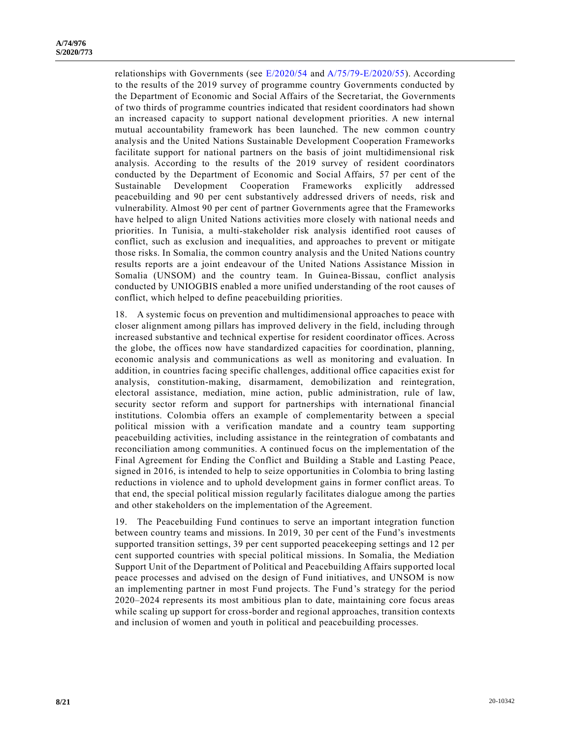relationships with Governments (see E/2020/54 and A/75/79-E/2020/55). According to the results of the 2019 survey of programme country Governments conducted by the Department of Economic and Social Affairs of the Secretariat, the Governments of two thirds of programme countries indicated that resident coordinators had shown an increased capacity to support national development priorities. A new internal mutual accountability framework has been launched. The new common country analysis and the United Nations Sustainable Development Cooperation Frameworks facilitate support for national partners on the basis of joint multidimensional risk analysis. According to the results of the 2019 survey of resident coordinators conducted by the Department of Economic and Social Affairs, 57 per cent of the Sustainable Development Cooperation Frameworks explicitly addressed peacebuilding and 90 per cent substantively addressed drivers of needs, risk and vulnerability. Almost 90 per cent of partner Governments agree that the Frameworks have helped to align United Nations activities more closely with national needs and priorities. In Tunisia, a multi-stakeholder risk analysis identified root causes of conflict, such as exclusion and inequalities, and approaches to prevent or mitigate those risks. In Somalia, the common country analysis and the United Nations country results reports are a joint endeavour of the United Nations Assistance Mission in Somalia (UNSOM) and the country team. In Guinea-Bissau, conflict analysis conducted by UNIOGBIS enabled a more unified understanding of the root causes of conflict, which helped to define peacebuilding priorities.

18. A systemic focus on prevention and multidimensional approaches to peace with closer alignment among pillars has improved delivery in the field, including through increased substantive and technical expertise for resident coordinator offices. Across the globe, the offices now have standardized capacities for coordination, planning, economic analysis and communications as well as monitoring and evaluation. In addition, in countries facing specific challenges, additional office capacities exist for analysis, constitution-making, disarmament, demobilization and reintegration, electoral assistance, mediation, mine action, public administration, rule of law, security sector reform and support for partnerships with international financial institutions. Colombia offers an example of complementarity between a special political mission with a verification mandate and a country team supporting peacebuilding activities, including assistance in the reintegration of combatants and reconciliation among communities. A continued focus on the implementation of the Final Agreement for Ending the Conflict and Building a Stable and Lasting Peace, signed in 2016, is intended to help to seize opportunities in Colombia to bring lasting reductions in violence and to uphold development gains in former conflict areas. To that end, the special political mission regularly facilitates dialogue among the parties and other stakeholders on the implementation of the Agreement.

19. The Peacebuilding Fund continues to serve an important integration function between country teams and missions. In 2019, 30 per cent of the Fund's investments supported transition settings, 39 per cent supported peacekeeping settings and 12 per cent supported countries with special political missions. In Somalia, the Mediation Support Unit of the Department of Political and Peacebuilding Affairs supported local peace processes and advised on the design of Fund initiatives, and UNSOM is now an implementing partner in most Fund projects. The Fund's strategy for the period 2020–2024 represents its most ambitious plan to date, maintaining core focus areas while scaling up support for cross-border and regional approaches, transition contexts and inclusion of women and youth in political and peacebuilding processes.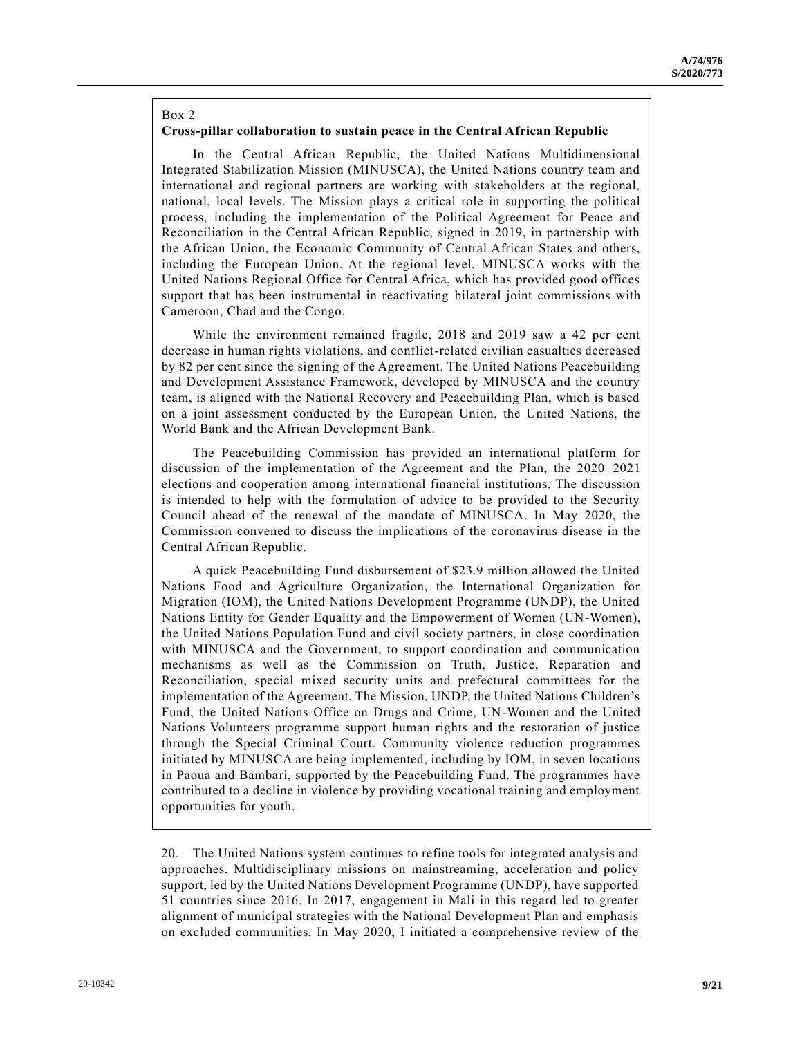Box 2

**Cross-pillar collaboration to sustain peace in the Central African Republic**

In the Central African Republic, the United Nations Multidimensional Integrated Stabilization Mission (MINUSCA), the United Nations country team and international and regional partners are working with stakeholders at the regional, national, local levels. The Mission plays a critical role in supporting the political process, including the implementation of the Political Agreement for Peace and Reconciliation in the Central African Republic, signed in 2019, in partnership with the African Union, the Economic Community of Central African States and others, including the European Union. At the regional level, MINUSCA works with the United Nations Regional Office for Central Africa, which has provided good offices support that has been instrumental in reactivating bilateral joint commissions with Cameroon, Chad and the Congo.

While the environment remained fragile, 2018 and 2019 saw a 42 per cent decrease in human rights violations, and conflict-related civilian casualties decreased by 82 per cent since the signing of the Agreement. The United Nations Peacebuilding and Development Assistance Framework, developed by MINUSCA and the country team, is aligned with the National Recovery and Peacebuilding Plan, which is based on a joint assessment conducted by the European Union, the United Nations, the World Bank and the African Development Bank.

The Peacebuilding Commission has provided an international platform for discussion of the implementation of the Agreement and the Plan, the 2020–2021 elections and cooperation among international financial institutions. The discussion is intended to help with the formulation of advice to be provided to the Security Council ahead of the renewal of the mandate of MINUSCA. In May 2020, the Commission convened to discuss the implications of the coronavirus disease in the Central African Republic.

A quick Peacebuilding Fund disbursement of $23.9 million allowed the United Nations Food and Agriculture Organization, the International Organization for Migration (IOM), the United Nations Development Programme (UNDP), the United Nations Entity for Gender Equality and the Empowerment of Women (UN-Women), the United Nations Population Fund and civil society partners, in close coordination with MINUSCA and the Government, to support coordination and communication mechanisms as well as the Commission on Truth, Justice, Reparation and Reconciliation, special mixed security units and prefectural committees for the implementation of the Agreement. The Mission, UNDP, the United Nations Children's Fund, the United Nations Office on Drugs and Crime, UN-Women and the United Nations Volunteers programme support human rights and the restoration of justice through the Special Criminal Court. Community violence reduction programmes initiated by MINUSCA are being implemented, including by IOM, in seven locations in Paoua and Bambari, supported by the Peacebuilding Fund. The programmes have contributed to a decline in violence by providing vocational training and employment opportunities for youth.

20. The United Nations system continues to refine tools for integrated analysis and approaches. Multidisciplinary missions on mainstreaming, acceleration and policy support, led by the United Nations Development Programme (UNDP), have supported 51 countries since 2016. In 2017, engagement in Mali in this regard led to greater alignment of municipal strategies with the National Development Plan and emphasis on excluded communities. In May 2020, I initiated a comprehensive review of the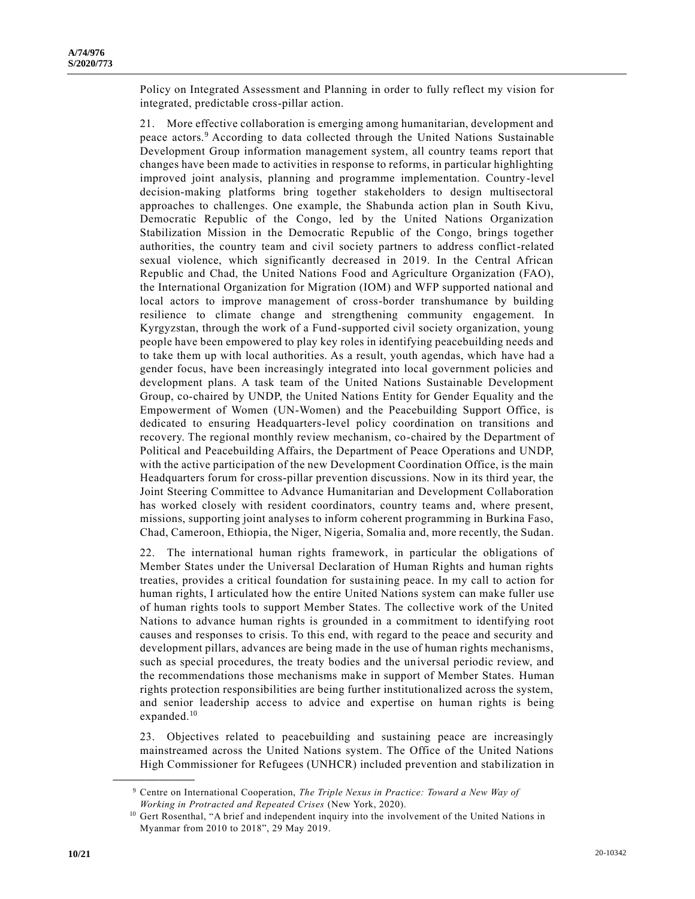Policy on Integrated Assessment and Planning in order to fully reflect my vision for integrated, predictable cross-pillar action.

21. More effective collaboration is emerging among humanitarian, development and peace actors.[9] According to data collected through the United Nations Sustainable Development Group information management system, all country teams report that changes have been made to activities in response to reforms, in particular highlighting improved joint analysis, planning and programme implementation. Country-level decision-making platforms bring together stakeholders to design multisectoral approaches to challenges. One example, the Shabunda action plan in South Kivu, Democratic Republic of the Congo, led by the United Nations Organization Stabilization Mission in the Democratic Republic of the Congo, brings together authorities, the country team and civil society partners to address conflict-related sexual violence, which significantly decreased in 2019. In the Central African Republic and Chad, the United Nations Food and Agriculture Organization (FAO), the International Organization for Migration (IOM) and WFP supported national and local actors to improve management of cross-border transhumance by building resilience to climate change and strengthening community engagement. In Kyrgyzstan, through the work of a Fund-supported civil society organization, young people have been empowered to play key roles in identifying peacebuilding needs and to take them up with local authorities. As a result, youth agendas, which have had a gender focus, have been increasingly integrated into local government policies and development plans. A task team of the United Nations Sustainable Development Group, co-chaired by UNDP, the United Nations Entity for Gender Equality and the Empowerment of Women (UN-Women) and the Peacebuilding Support Office, is dedicated to ensuring Headquarters-level policy coordination on transitions and recovery. The regional monthly review mechanism, co-chaired by the Department of Political and Peacebuilding Affairs, the Department of Peace Operations and UNDP, with the active participation of the new Development Coordination Office, is the main Headquarters forum for cross-pillar prevention discussions. Now in its third year, the Joint Steering Committee to Advance Humanitarian and Development Collaboration has worked closely with resident coordinators, country teams and, where present, missions, supporting joint analyses to inform coherent programming in Burkina Faso, Chad, Cameroon, Ethiopia, the Niger, Nigeria, Somalia and, more recently, the Sudan.

22. The international human rights framework, in particular the obligations of Member States under the Universal Declaration of Human Rights and human rights treaties, provides a critical foundation for sustaining peace. In my call to action for human rights, I articulated how the entire United Nations system can make fuller use of human rights tools to support Member States. The collective work of the United Nations to advance human rights is grounded in a commitment to identifying root causes and responses to crisis. To this end, with regard to the peace and security and development pillars, advances are being made in the use of human rights mechanisms, such as special procedures, the treaty bodies and the universal periodic review, and the recommendations those mechanisms make in support of Member States. Human rights protection responsibilities are being further institutionalized across the system, and senior leadership access to advice and expertise on human rights is being expanded.[10]

23. Objectives related to peacebuilding and sustaining peace are increasingly mainstreamed across the United Nations system. The Office of the United Nations High Commissioner for Refugees (UNHCR) included prevention and stabilization in

---

[9] Centre on International Cooperation, *The Triple Nexus in Practice: Toward a New Way of Working in Protracted and Repeated Crises* (New York, 2020).

[10] Gert Rosenthal, "A brief and independent inquiry into the involvement of the United Nations in Myanmar from 2010 to 2018", 29 May 2019.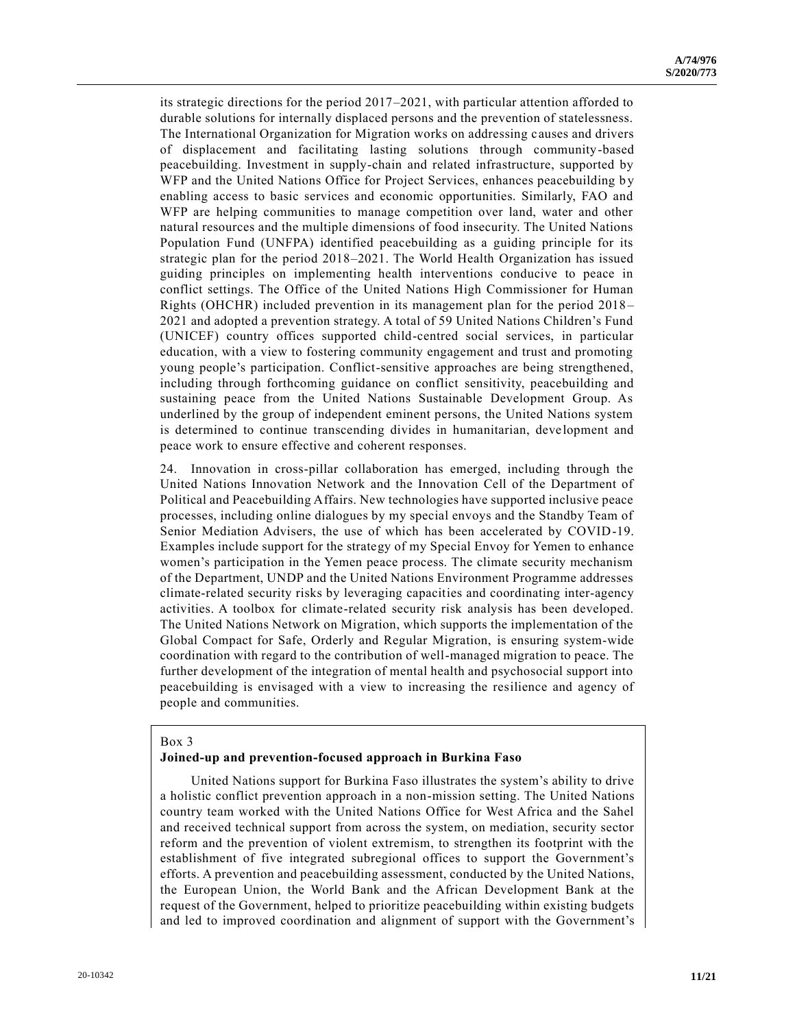its strategic directions for the period 2017–2021, with particular attention afforded to durable solutions for internally displaced persons and the prevention of statelessness. The International Organization for Migration works on addressing causes and drivers of displacement and facilitating lasting solutions through community-based peacebuilding. Investment in supply-chain and related infrastructure, supported by WFP and the United Nations Office for Project Services, enhances peacebuilding by enabling access to basic services and economic opportunities. Similarly, FAO and WFP are helping communities to manage competition over land, water and other natural resources and the multiple dimensions of food insecurity. The United Nations Population Fund (UNFPA) identified peacebuilding as a guiding principle for its strategic plan for the period 2018–2021. The World Health Organization has issued guiding principles on implementing health interventions conducive to peace in conflict settings. The Office of the United Nations High Commissioner for Human Rights (OHCHR) included prevention in its management plan for the period 2018–2021 and adopted a prevention strategy. A total of 59 United Nations Children's Fund (UNICEF) country offices supported child-centred social services, in particular education, with a view to fostering community engagement and trust and promoting young people's participation. Conflict-sensitive approaches are being strengthened, including through forthcoming guidance on conflict sensitivity, peacebuilding and sustaining peace from the United Nations Sustainable Development Group. As underlined by the group of independent eminent persons, the United Nations system is determined to continue transcending divides in humanitarian, development and peace work to ensure effective and coherent responses.

24. Innovation in cross-pillar collaboration has emerged, including through the United Nations Innovation Network and the Innovation Cell of the Department of Political and Peacebuilding Affairs. New technologies have supported inclusive peace processes, including online dialogues by my special envoys and the Standby Team of Senior Mediation Advisers, the use of which has been accelerated by COVID-19. Examples include support for the strategy of my Special Envoy for Yemen to enhance women's participation in the Yemen peace process. The climate security mechanism of the Department, UNDP and the United Nations Environment Programme addresses climate-related security risks by leveraging capacities and coordinating inter-agency activities. A toolbox for climate-related security risk analysis has been developed. The United Nations Network on Migration, which supports the implementation of the Global Compact for Safe, Orderly and Regular Migration, is ensuring system-wide coordination with regard to the contribution of well-managed migration to peace. The further development of the integration of mental health and psychosocial support into peacebuilding is envisaged with a view to increasing the resilience and agency of people and communities.

Box 3

**Joined-up and prevention-focused approach in Burkina Faso**

United Nations support for Burkina Faso illustrates the system's ability to drive a holistic conflict prevention approach in a non-mission setting. The United Nations country team worked with the United Nations Office for West Africa and the Sahel and received technical support from across the system, on mediation, security sector reform and the prevention of violent extremism, to strengthen its footprint with the establishment of five integrated subregional offices to support the Government's efforts. A prevention and peacebuilding assessment, conducted by the United Nations, the European Union, the World Bank and the African Development Bank at the request of the Government, helped to prioritize peacebuilding within existing budgets and led to improved coordination and alignment of support with the Government's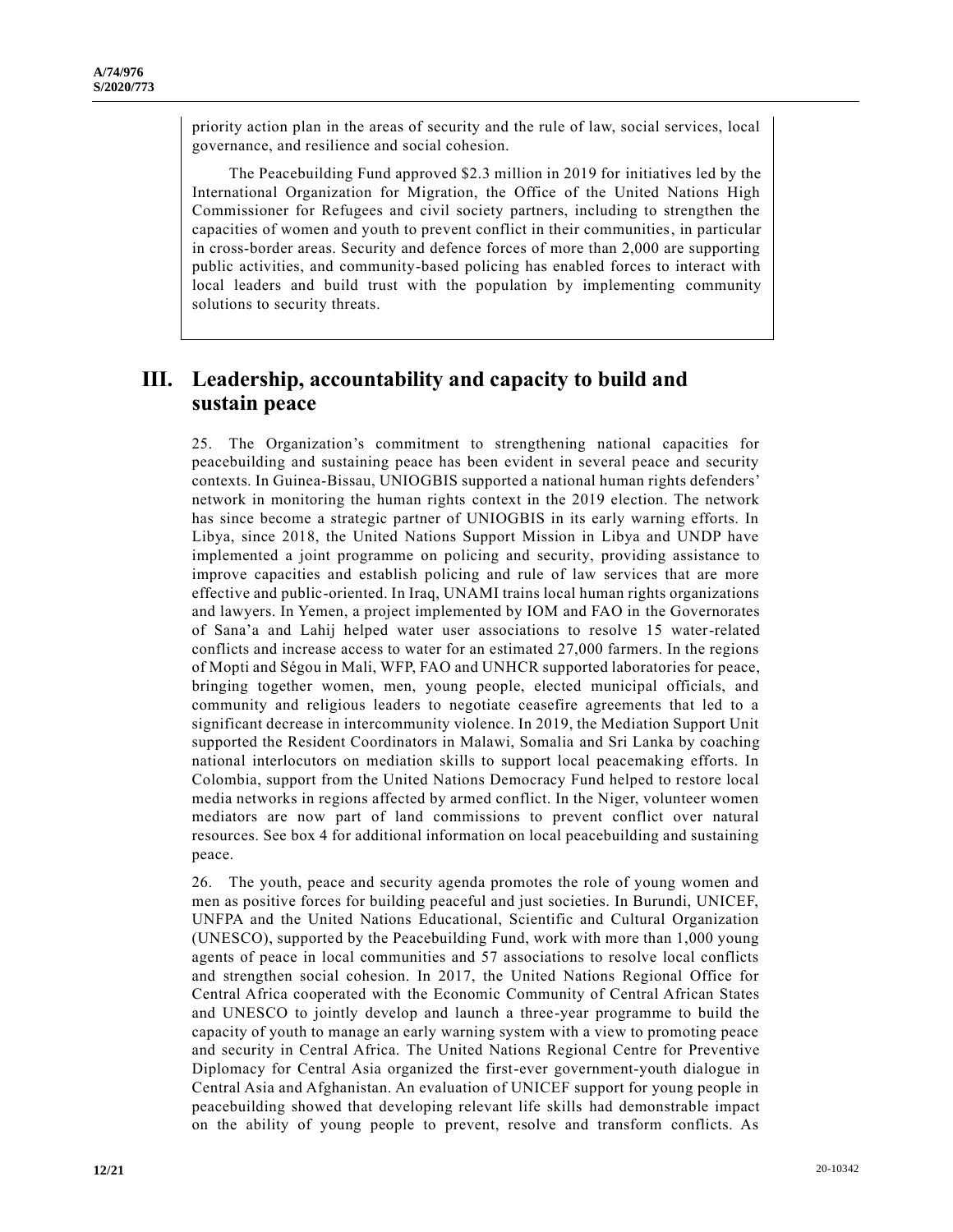priority action plan in the areas of security and the rule of law, social services, local governance, and resilience and social cohesion.

The Peacebuilding Fund approved $2.3 million in 2019 for initiatives led by the International Organization for Migration, the Office of the United Nations High Commissioner for Refugees and civil society partners, including to strengthen the capacities of women and youth to prevent conflict in their communities, in particular in cross-border areas. Security and defence forces of more than 2,000 are supporting public activities, and community-based policing has enabled forces to interact with local leaders and build trust with the population by implementing community solutions to security threats.

## III. Leadership, accountability and capacity to build and sustain peace

25. The Organization's commitment to strengthening national capacities for peacebuilding and sustaining peace has been evident in several peace and security contexts. In Guinea-Bissau, UNIOGBIS supported a national human rights defenders' network in monitoring the human rights context in the 2019 election. The network has since become a strategic partner of UNIOGBIS in its early warning efforts. In Libya, since 2018, the United Nations Support Mission in Libya and UNDP have implemented a joint programme on policing and security, providing assistance to improve capacities and establish policing and rule of law services that are more effective and public-oriented. In Iraq, UNAMI trains local human rights organizations and lawyers. In Yemen, a project implemented by IOM and FAO in the Governorates of Sana'a and Lahij helped water user associations to resolve 15 water-related conflicts and increase access to water for an estimated 27,000 farmers. In the regions of Mopti and Ségou in Mali, WFP, FAO and UNHCR supported laboratories for peace, bringing together women, men, young people, elected municipal officials, and community and religious leaders to negotiate ceasefire agreements that led to a significant decrease in intercommunity violence. In 2019, the Mediation Support Unit supported the Resident Coordinators in Malawi, Somalia and Sri Lanka by coaching national interlocutors on mediation skills to support local peacemaking efforts. In Colombia, support from the United Nations Democracy Fund helped to restore local media networks in regions affected by armed conflict. In the Niger, volunteer women mediators are now part of land commissions to prevent conflict over natural resources. See box 4 for additional information on local peacebuilding and sustaining peace.

26. The youth, peace and security agenda promotes the role of young women and men as positive forces for building peaceful and just societies. In Burundi, UNICEF, UNFPA and the United Nations Educational, Scientific and Cultural Organization (UNESCO), supported by the Peacebuilding Fund, work with more than 1,000 young agents of peace in local communities and 57 associations to resolve local conflicts and strengthen social cohesion. In 2017, the United Nations Regional Office for Central Africa cooperated with the Economic Community of Central African States and UNESCO to jointly develop and launch a three-year programme to build the capacity of youth to manage an early warning system with a view to promoting peace and security in Central Africa. The United Nations Regional Centre for Preventive Diplomacy for Central Asia organized the first-ever government-youth dialogue in Central Asia and Afghanistan. An evaluation of UNICEF support for young people in peacebuilding showed that developing relevant life skills had demonstrable impact on the ability of young people to prevent, resolve and transform conflicts. As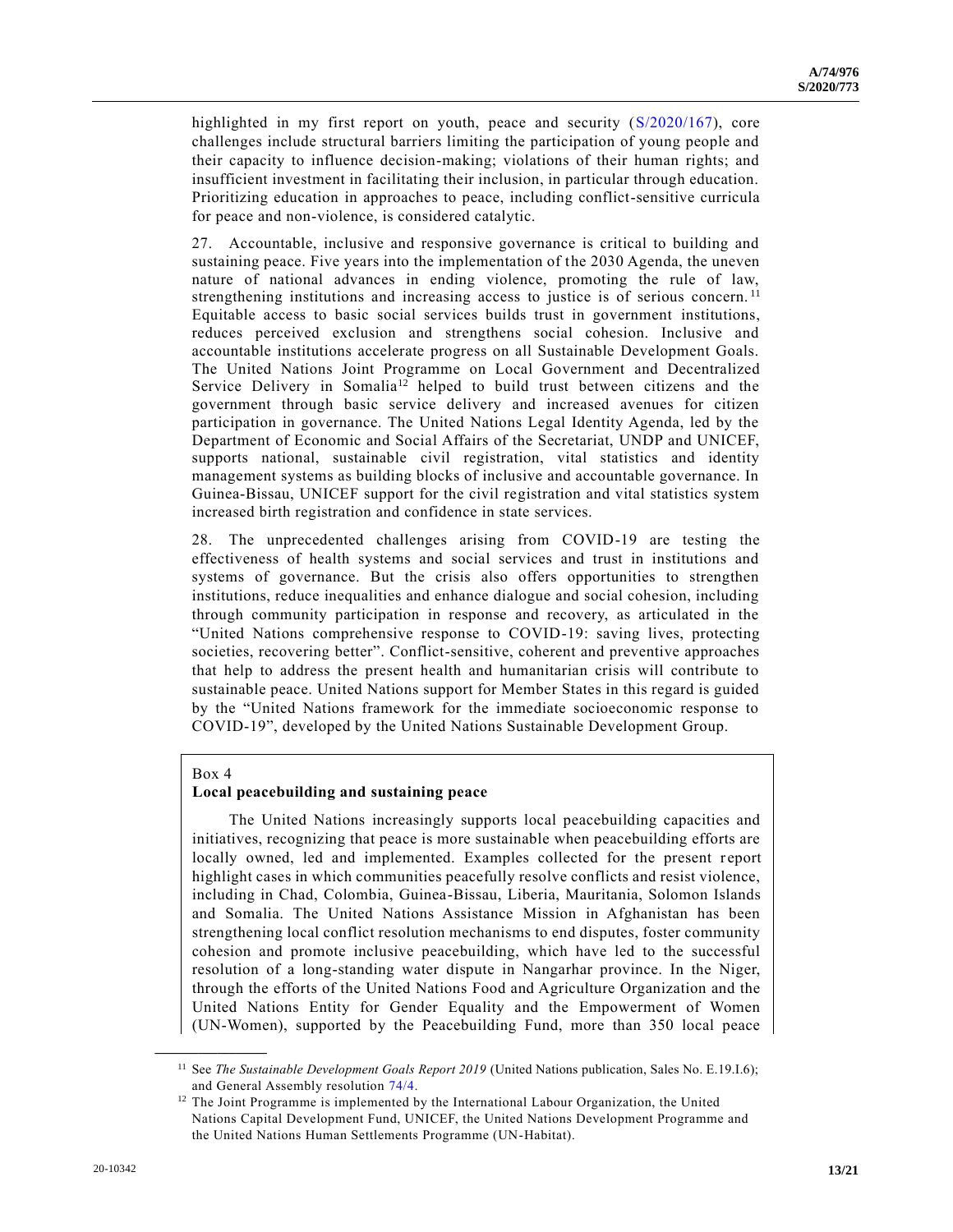highlighted in my first report on youth, peace and security (S/2020/167), core challenges include structural barriers limiting the participation of young people and their capacity to influence decision-making; violations of their human rights; and insufficient investment in facilitating their inclusion, in particular through education. Prioritizing education in approaches to peace, including conflict-sensitive curricula for peace and non-violence, is considered catalytic.

27. Accountable, inclusive and responsive governance is critical to building and sustaining peace. Five years into the implementation of the 2030 Agenda, the uneven nature of national advances in ending violence, promoting the rule of law, strengthening institutions and increasing access to justice is of serious concern.[11] Equitable access to basic social services builds trust in government institutions, reduces perceived exclusion and strengthens social cohesion. Inclusive and accountable institutions accelerate progress on all Sustainable Development Goals. The United Nations Joint Programme on Local Government and Decentralized Service Delivery in Somalia[12] helped to build trust between citizens and the government through basic service delivery and increased avenues for citizen participation in governance. The United Nations Legal Identity Agenda, led by the Department of Economic and Social Affairs of the Secretariat, UNDP and UNICEF, supports national, sustainable civil registration, vital statistics and identity management systems as building blocks of inclusive and accountable governance. In Guinea-Bissau, UNICEF support for the civil registration and vital statistics system increased birth registration and confidence in state services.

28. The unprecedented challenges arising from COVID-19 are testing the effectiveness of health systems and social services and trust in institutions and systems of governance. But the crisis also offers opportunities to strengthen institutions, reduce inequalities and enhance dialogue and social cohesion, including through community participation in response and recovery, as articulated in the "United Nations comprehensive response to COVID-19: saving lives, protecting societies, recovering better". Conflict-sensitive, coherent and preventive approaches that help to address the present health and humanitarian crisis will contribute to sustainable peace. United Nations support for Member States in this regard is guided by the "United Nations framework for the immediate socioeconomic response to COVID-19", developed by the United Nations Sustainable Development Group.

Box 4
**Local peacebuilding and sustaining peace**

The United Nations increasingly supports local peacebuilding capacities and initiatives, recognizing that peace is more sustainable when peacebuilding efforts are locally owned, led and implemented. Examples collected for the present report highlight cases in which communities peacefully resolve conflicts and resist violence, including in Chad, Colombia, Guinea-Bissau, Liberia, Mauritania, Solomon Islands and Somalia. The United Nations Assistance Mission in Afghanistan has been strengthening local conflict resolution mechanisms to end disputes, foster community cohesion and promote inclusive peacebuilding, which have led to the successful resolution of a long-standing water dispute in Nangarhar province. In the Niger, through the efforts of the United Nations Food and Agriculture Organization and the United Nations Entity for Gender Equality and the Empowerment of Women (UN-Women), supported by the Peacebuilding Fund, more than 350 local peace

---

[11] See *The Sustainable Development Goals Report 2019* (United Nations publication, Sales No. E.19.I.6); and General Assembly resolution 74/4.

[12] The Joint Programme is implemented by the International Labour Organization, the United Nations Capital Development Fund, UNICEF, the United Nations Development Programme and the United Nations Human Settlements Programme (UN-Habitat).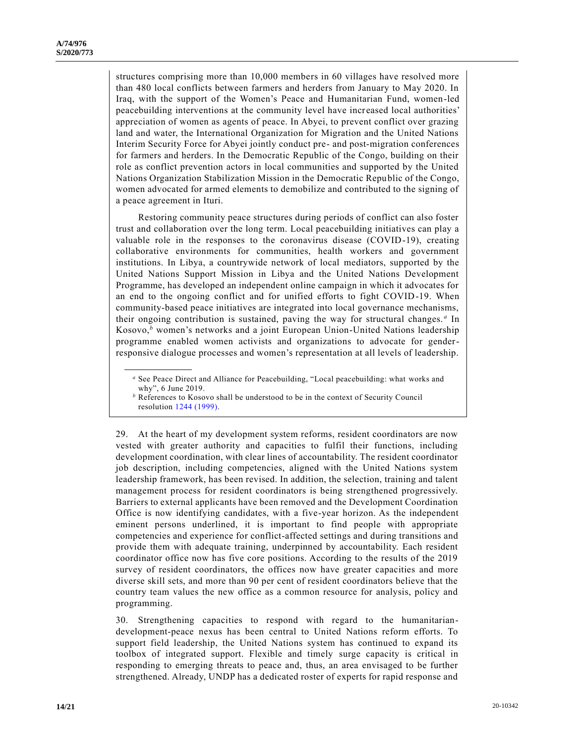structures comprising more than 10,000 members in 60 villages have resolved more than 480 local conflicts between farmers and herders from January to May 2020. In Iraq, with the support of the Women's Peace and Humanitarian Fund, women-led peacebuilding interventions at the community level have increased local authorities' appreciation of women as agents of peace. In Abyei, to prevent conflict over grazing land and water, the International Organization for Migration and the United Nations Interim Security Force for Abyei jointly conduct pre- and post-migration conferences for farmers and herders. In the Democratic Republic of the Congo, building on their role as conflict prevention actors in local communities and supported by the United Nations Organization Stabilization Mission in the Democratic Republic of the Congo, women advocated for armed elements to demobilize and contributed to the signing of a peace agreement in Ituri.

Restoring community peace structures during periods of conflict can also foster trust and collaboration over the long term. Local peacebuilding initiatives can play a valuable role in the responses to the coronavirus disease (COVID-19), creating collaborative environments for communities, health workers and government institutions. In Libya, a countrywide network of local mediators, supported by the United Nations Support Mission in Libya and the United Nations Development Programme, has developed an independent online campaign in which it advocates for an end to the ongoing conflict and for unified efforts to fight COVID-19. When community-based peace initiatives are integrated into local governance mechanisms, their ongoing contribution is sustained, paving the way for structural changes.[a] In Kosovo,[b] women's networks and a joint European Union-United Nations leadership programme enabled women activists and organizations to advocate for gender-responsive dialogue processes and women's representation at all levels of leadership.

[a] See Peace Direct and Alliance for Peacebuilding, "Local peacebuilding: what works and why", 6 June 2019.

[b] References to Kosovo shall be understood to be in the context of Security Council resolution 1244 (1999).

29. At the heart of my development system reforms, resident coordinators are now vested with greater authority and capacities to fulfil their functions, including development coordination, with clear lines of accountability. The resident coordinator job description, including competencies, aligned with the United Nations system leadership framework, has been revised. In addition, the selection, training and talent management process for resident coordinators is being strengthened progressively. Barriers to external applicants have been removed and the Development Coordination Office is now identifying candidates, with a five-year horizon. As the independent eminent persons underlined, it is important to find people with appropriate competencies and experience for conflict-affected settings and during transitions and provide them with adequate training, underpinned by accountability. Each resident coordinator office now has five core positions. According to the results of the 2019 survey of resident coordinators, the offices now have greater capacities and more diverse skill sets, and more than 90 per cent of resident coordinators believe that the country team values the new office as a common resource for analysis, policy and programming.

30. Strengthening capacities to respond with regard to the humanitarian-development-peace nexus has been central to United Nations reform efforts. To support field leadership, the United Nations system has continued to expand its toolbox of integrated support. Flexible and timely surge capacity is critical in responding to emerging threats to peace and, thus, an area envisaged to be further strengthened. Already, UNDP has a dedicated roster of experts for rapid response and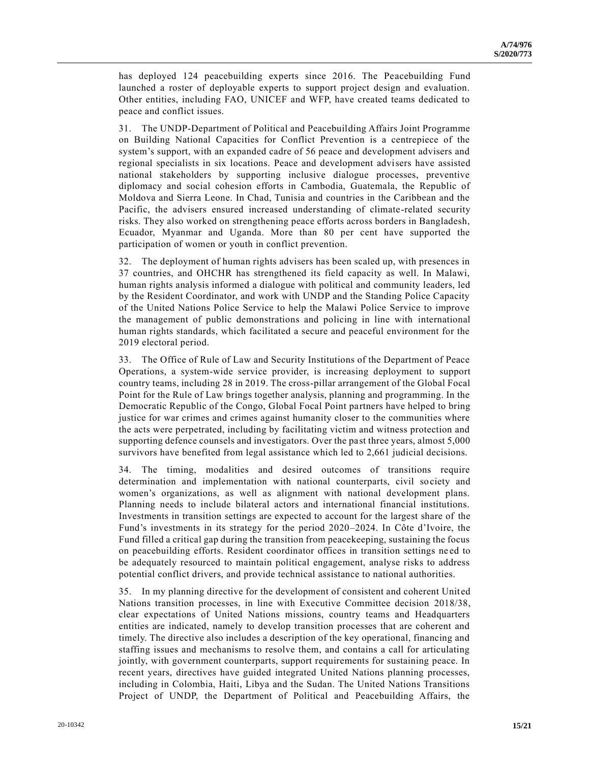has deployed 124 peacebuilding experts since 2016. The Peacebuilding Fund launched a roster of deployable experts to support project design and evaluation. Other entities, including FAO, UNICEF and WFP, have created teams dedicated to peace and conflict issues.

31. The UNDP-Department of Political and Peacebuilding Affairs Joint Programme on Building National Capacities for Conflict Prevention is a centrepiece of the system's support, with an expanded cadre of 56 peace and development advisers and regional specialists in six locations. Peace and development advisers have assisted national stakeholders by supporting inclusive dialogue processes, preventive diplomacy and social cohesion efforts in Cambodia, Guatemala, the Republic of Moldova and Sierra Leone. In Chad, Tunisia and countries in the Caribbean and the Pacific, the advisers ensured increased understanding of climate-related security risks. They also worked on strengthening peace efforts across borders in Bangladesh, Ecuador, Myanmar and Uganda. More than 80 per cent have supported the participation of women or youth in conflict prevention.

32. The deployment of human rights advisers has been scaled up, with presences in 37 countries, and OHCHR has strengthened its field capacity as well. In Malawi, human rights analysis informed a dialogue with political and community leaders, led by the Resident Coordinator, and work with UNDP and the Standing Police Capacity of the United Nations Police Service to help the Malawi Police Service to improve the management of public demonstrations and policing in line with international human rights standards, which facilitated a secure and peaceful environment for the 2019 electoral period.

33. The Office of Rule of Law and Security Institutions of the Department of Peace Operations, a system-wide service provider, is increasing deployment to support country teams, including 28 in 2019. The cross-pillar arrangement of the Global Focal Point for the Rule of Law brings together analysis, planning and programming. In the Democratic Republic of the Congo, Global Focal Point partners have helped to bring justice for war crimes and crimes against humanity closer to the communities where the acts were perpetrated, including by facilitating victim and witness protection and supporting defence counsels and investigators. Over the past three years, almost 5,000 survivors have benefited from legal assistance which led to 2,661 judicial decisions.

34. The timing, modalities and desired outcomes of transitions require determination and implementation with national counterparts, civil society and women's organizations, as well as alignment with national development plans. Planning needs to include bilateral actors and international financial institutions. Investments in transition settings are expected to account for the largest share of the Fund's investments in its strategy for the period 2020–2024. In Côte d'Ivoire, the Fund filled a critical gap during the transition from peacekeeping, sustaining the focus on peacebuilding efforts. Resident coordinator offices in transition settings need to be adequately resourced to maintain political engagement, analyse risks to address potential conflict drivers, and provide technical assistance to national authorities.

35. In my planning directive for the development of consistent and coherent United Nations transition processes, in line with Executive Committee decision 2018/38, clear expectations of United Nations missions, country teams and Headquarters entities are indicated, namely to develop transition processes that are coherent and timely. The directive also includes a description of the key operational, financing and staffing issues and mechanisms to resolve them, and contains a call for articulating jointly, with government counterparts, support requirements for sustaining peace. In recent years, directives have guided integrated United Nations planning processes, including in Colombia, Haiti, Libya and the Sudan. The United Nations Transitions Project of UNDP, the Department of Political and Peacebuilding Affairs, the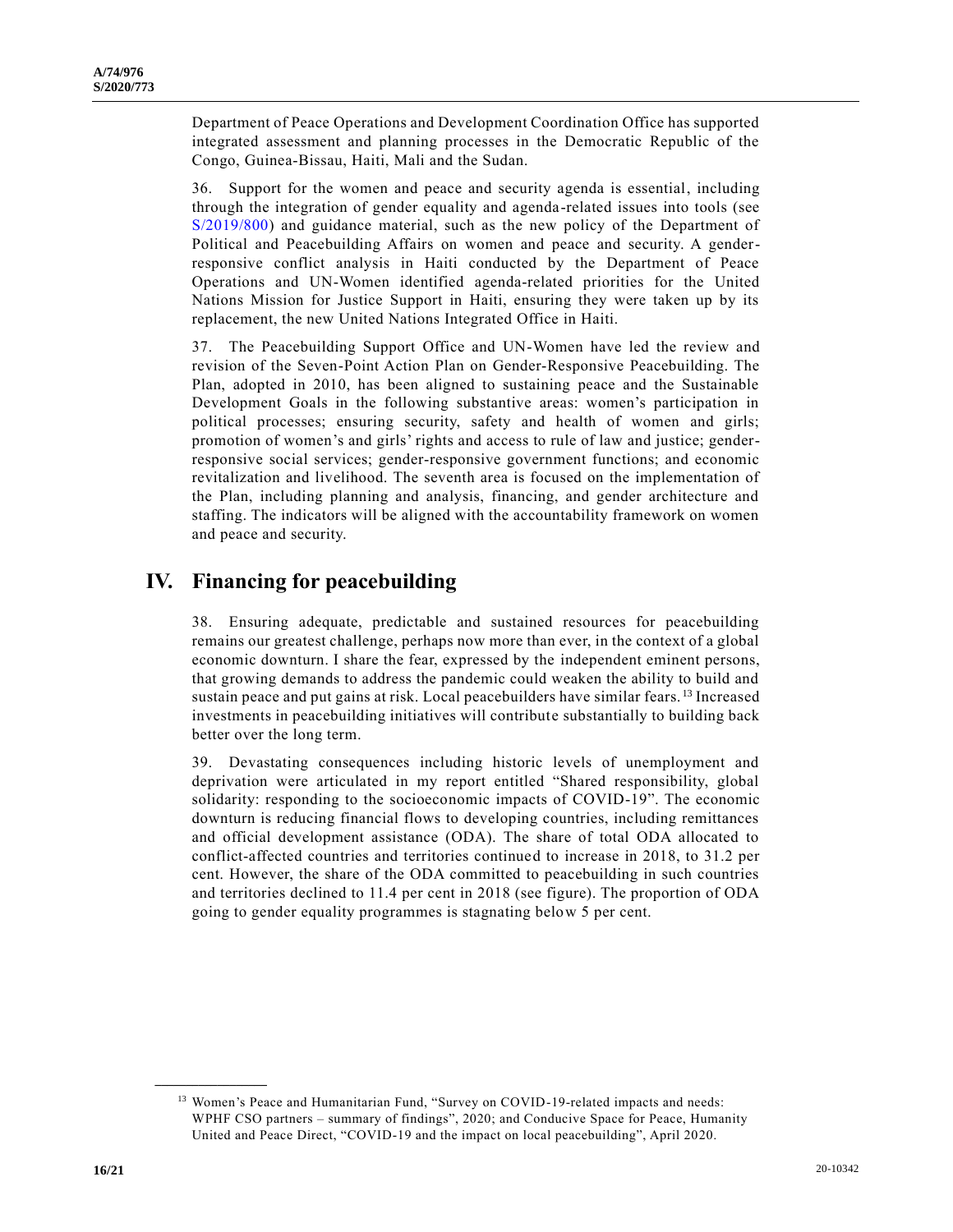Department of Peace Operations and Development Coordination Office has supported integrated assessment and planning processes in the Democratic Republic of the Congo, Guinea-Bissau, Haiti, Mali and the Sudan.

36. Support for the women and peace and security agenda is essential, including through the integration of gender equality and agenda-related issues into tools (see S/2019/800) and guidance material, such as the new policy of the Department of Political and Peacebuilding Affairs on women and peace and security. A gender-responsive conflict analysis in Haiti conducted by the Department of Peace Operations and UN-Women identified agenda-related priorities for the United Nations Mission for Justice Support in Haiti, ensuring they were taken up by its replacement, the new United Nations Integrated Office in Haiti.

37. The Peacebuilding Support Office and UN-Women have led the review and revision of the Seven-Point Action Plan on Gender-Responsive Peacebuilding. The Plan, adopted in 2010, has been aligned to sustaining peace and the Sustainable Development Goals in the following substantive areas: women's participation in political processes; ensuring security, safety and health of women and girls; promotion of women's and girls' rights and access to rule of law and justice; gender-responsive social services; gender-responsive government functions; and economic revitalization and livelihood. The seventh area is focused on the implementation of the Plan, including planning and analysis, financing, and gender architecture and staffing. The indicators will be aligned with the accountability framework on women and peace and security.

# IV. Financing for peacebuilding

38. Ensuring adequate, predictable and sustained resources for peacebuilding remains our greatest challenge, perhaps now more than ever, in the context of a global economic downturn. I share the fear, expressed by the independent eminent persons, that growing demands to address the pandemic could weaken the ability to build and sustain peace and put gains at risk. Local peacebuilders have similar fears.[13] Increased investments in peacebuilding initiatives will contribute substantially to building back better over the long term.

39. Devastating consequences including historic levels of unemployment and deprivation were articulated in my report entitled "Shared responsibility, global solidarity: responding to the socioeconomic impacts of COVID-19". The economic downturn is reducing financial flows to developing countries, including remittances and official development assistance (ODA). The share of total ODA allocated to conflict-affected countries and territories continued to increase in 2018, to 31.2 per cent. However, the share of the ODA committed to peacebuilding in such countries and territories declined to 11.4 per cent in 2018 (see figure). The proportion of ODA going to gender equality programmes is stagnating below 5 per cent.

---

[13] Women's Peace and Humanitarian Fund, "Survey on COVID-19-related impacts and needs: WPHF CSO partners – summary of findings", 2020; and Conducive Space for Peace, Humanity United and Peace Direct, "COVID-19 and the impact on local peacebuilding", April 2020.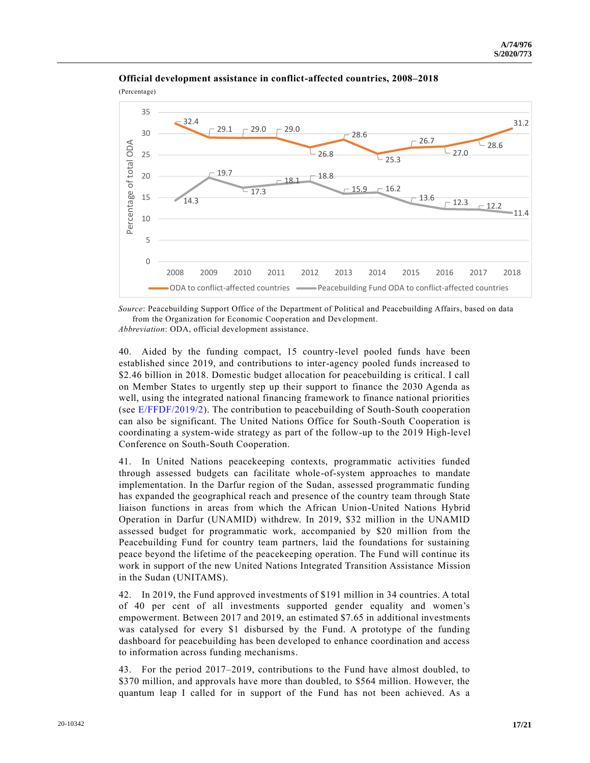**Official development assistance in conflict-affected countries, 2008–2018**

(Percentage)

| Year | ODA to conflict-affected countries | Peacebuilding Fund ODA to conflict-affected countries |
|---|---|---|
| 2008 | 32.4 | 14.3 |
| 2009 | 29.1 | 19.7 |
| 2010 | 29.0 | 17.3 |
| 2011 | 29.0 | 18.1 |
| 2012 | 26.8 | 18.8 |
| 2013 | 28.6 | 15.9 |
| 2014 | 25.3 | 16.2 |
| 2015 | 26.7 | 13.6 |
| 2016 | 27.0 | 12.3 |
| 2017 | 28.6 | 12.2 |
| 2018 | 31.2 | 11.4 |

*Source*: Peacebuilding Support Office of the Department of Political and Peacebuilding Affairs, based on data from the Organization for Economic Cooperation and Development.

*Abbreviation*: ODA, official development assistance.

40. Aided by the funding compact, 15 country-level pooled funds have been established since 2019, and contributions to inter-agency pooled funds increased to $2.46 billion in 2018. Domestic budget allocation for peacebuilding is critical. I call on Member States to urgently step up their support to finance the 2030 Agenda as well, using the integrated national financing framework to finance national priorities (see E/FFDF/2019/2). The contribution to peacebuilding of South-South cooperation can also be significant. The United Nations Office for South-South Cooperation is coordinating a system-wide strategy as part of the follow-up to the 2019 High-level Conference on South-South Cooperation.

41. In United Nations peacekeeping contexts, programmatic activities funded through assessed budgets can facilitate whole-of-system approaches to mandate implementation. In the Darfur region of the Sudan, assessed programmatic funding has expanded the geographical reach and presence of the country team through State liaison functions in areas from which the African Union-United Nations Hybrid Operation in Darfur (UNAMID) withdrew. In 2019, $32 million in the UNAMID assessed budget for programmatic work, accompanied by $20 million from the Peacebuilding Fund for country team partners, laid the foundations for sustaining peace beyond the lifetime of the peacekeeping operation. The Fund will continue its work in support of the new United Nations Integrated Transition Assistance Mission in the Sudan (UNITAMS).

42. In 2019, the Fund approved investments of $191 million in 34 countries. A total of 40 per cent of all investments supported gender equality and women's empowerment. Between 2017 and 2019, an estimated $7.65 in additional investments was catalysed for every $1 disbursed by the Fund. A prototype of the funding dashboard for peacebuilding has been developed to enhance coordination and access to information across funding mechanisms.

43. For the period 2017–2019, contributions to the Fund have almost doubled, to $370 million, and approvals have more than doubled, to $564 million. However, the quantum leap I called for in support of the Fund has not been achieved. As a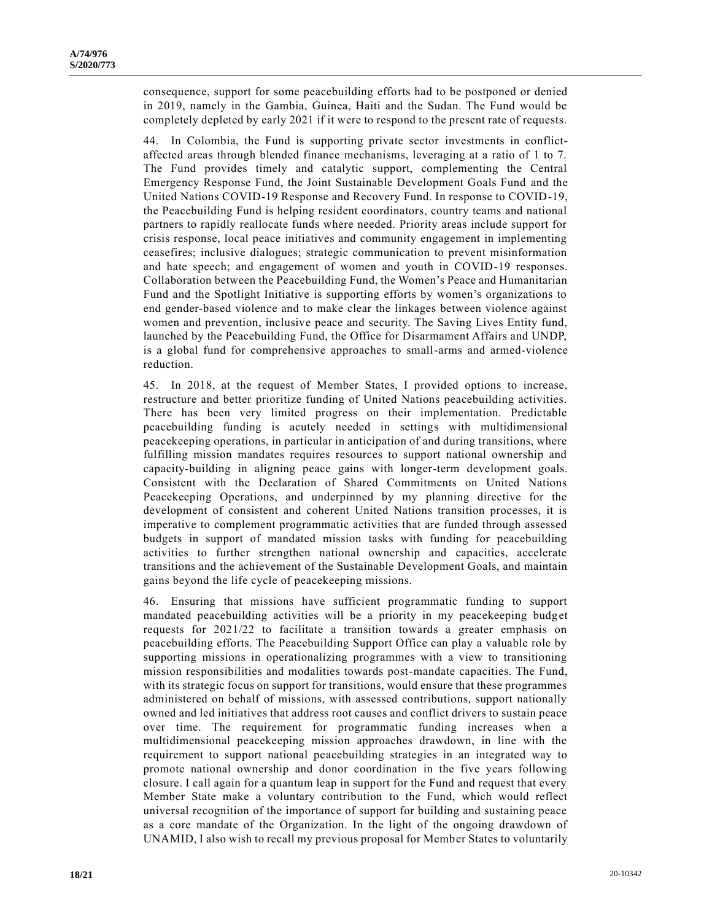consequence, support for some peacebuilding efforts had to be postponed or denied in 2019, namely in the Gambia, Guinea, Haiti and the Sudan. The Fund would be completely depleted by early 2021 if it were to respond to the present rate of requests.

44. In Colombia, the Fund is supporting private sector investments in conflict-affected areas through blended finance mechanisms, leveraging at a ratio of 1 to 7. The Fund provides timely and catalytic support, complementing the Central Emergency Response Fund, the Joint Sustainable Development Goals Fund and the United Nations COVID-19 Response and Recovery Fund. In response to COVID-19, the Peacebuilding Fund is helping resident coordinators, country teams and national partners to rapidly reallocate funds where needed. Priority areas include support for crisis response, local peace initiatives and community engagement in implementing ceasefires; inclusive dialogues; strategic communication to prevent misinformation and hate speech; and engagement of women and youth in COVID-19 responses. Collaboration between the Peacebuilding Fund, the Women's Peace and Humanitarian Fund and the Spotlight Initiative is supporting efforts by women's organizations to end gender-based violence and to make clear the linkages between violence against women and prevention, inclusive peace and security. The Saving Lives Entity fund, launched by the Peacebuilding Fund, the Office for Disarmament Affairs and UNDP, is a global fund for comprehensive approaches to small-arms and armed-violence reduction.

45. In 2018, at the request of Member States, I provided options to increase, restructure and better prioritize funding of United Nations peacebuilding activities. There has been very limited progress on their implementation. Predictable peacebuilding funding is acutely needed in settings with multidimensional peacekeeping operations, in particular in anticipation of and during transitions, where fulfilling mission mandates requires resources to support national ownership and capacity-building in aligning peace gains with longer-term development goals. Consistent with the Declaration of Shared Commitments on United Nations Peacekeeping Operations, and underpinned by my planning directive for the development of consistent and coherent United Nations transition processes, it is imperative to complement programmatic activities that are funded through assessed budgets in support of mandated mission tasks with funding for peacebuilding activities to further strengthen national ownership and capacities, accelerate transitions and the achievement of the Sustainable Development Goals, and maintain gains beyond the life cycle of peacekeeping missions.

46. Ensuring that missions have sufficient programmatic funding to support mandated peacebuilding activities will be a priority in my peacekeeping budget requests for 2021/22 to facilitate a transition towards a greater emphasis on peacebuilding efforts. The Peacebuilding Support Office can play a valuable role by supporting missions in operationalizing programmes with a view to transitioning mission responsibilities and modalities towards post-mandate capacities. The Fund, with its strategic focus on support for transitions, would ensure that these programmes administered on behalf of missions, with assessed contributions, support nationally owned and led initiatives that address root causes and conflict drivers to sustain peace over time. The requirement for programmatic funding increases when a multidimensional peacekeeping mission approaches drawdown, in line with the requirement to support national peacebuilding strategies in an integrated way to promote national ownership and donor coordination in the five years following closure. I call again for a quantum leap in support for the Fund and request that every Member State make a voluntary contribution to the Fund, which would reflect universal recognition of the importance of support for building and sustaining peace as a core mandate of the Organization. In the light of the ongoing drawdown of UNAMID, I also wish to recall my previous proposal for Member States to voluntarily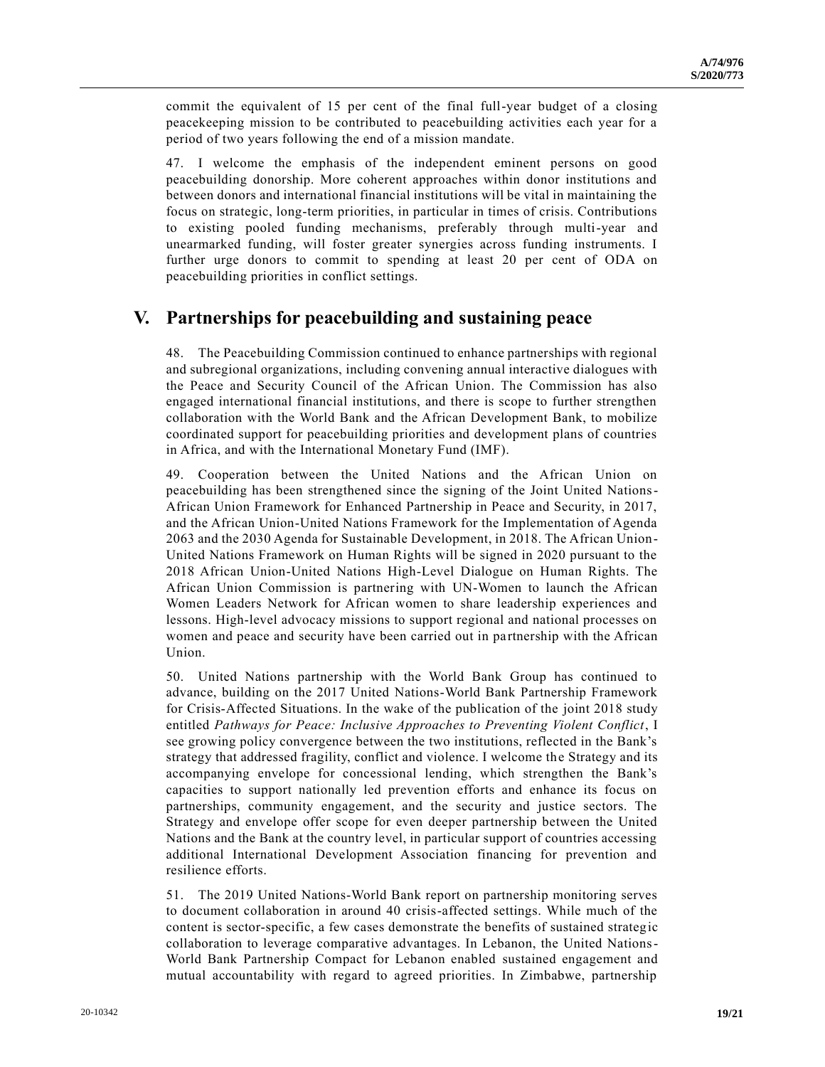commit the equivalent of 15 per cent of the final full-year budget of a closing peacekeeping mission to be contributed to peacebuilding activities each year for a period of two years following the end of a mission mandate.

47. I welcome the emphasis of the independent eminent persons on good peacebuilding donorship. More coherent approaches within donor institutions and between donors and international financial institutions will be vital in maintaining the focus on strategic, long-term priorities, in particular in times of crisis. Contributions to existing pooled funding mechanisms, preferably through multi-year and unearmarked funding, will foster greater synergies across funding instruments. I further urge donors to commit to spending at least 20 per cent of ODA on peacebuilding priorities in conflict settings.

## V. Partnerships for peacebuilding and sustaining peace

48. The Peacebuilding Commission continued to enhance partnerships with regional and subregional organizations, including convening annual interactive dialogues with the Peace and Security Council of the African Union. The Commission has also engaged international financial institutions, and there is scope to further strengthen collaboration with the World Bank and the African Development Bank, to mobilize coordinated support for peacebuilding priorities and development plans of countries in Africa, and with the International Monetary Fund (IMF).

49. Cooperation between the United Nations and the African Union on peacebuilding has been strengthened since the signing of the Joint United Nations-African Union Framework for Enhanced Partnership in Peace and Security, in 2017, and the African Union-United Nations Framework for the Implementation of Agenda 2063 and the 2030 Agenda for Sustainable Development, in 2018. The African Union-United Nations Framework on Human Rights will be signed in 2020 pursuant to the 2018 African Union-United Nations High-Level Dialogue on Human Rights. The African Union Commission is partnering with UN-Women to launch the African Women Leaders Network for African women to share leadership experiences and lessons. High-level advocacy missions to support regional and national processes on women and peace and security have been carried out in partnership with the African Union.

50. United Nations partnership with the World Bank Group has continued to advance, building on the 2017 United Nations-World Bank Partnership Framework for Crisis-Affected Situations. In the wake of the publication of the joint 2018 study entitled *Pathways for Peace: Inclusive Approaches to Preventing Violent Conflict*, I see growing policy convergence between the two institutions, reflected in the Bank's strategy that addressed fragility, conflict and violence. I welcome the Strategy and its accompanying envelope for concessional lending, which strengthen the Bank's capacities to support nationally led prevention efforts and enhance its focus on partnerships, community engagement, and the security and justice sectors. The Strategy and envelope offer scope for even deeper partnership between the United Nations and the Bank at the country level, in particular support of countries accessing additional International Development Association financing for prevention and resilience efforts.

51. The 2019 United Nations-World Bank report on partnership monitoring serves to document collaboration in around 40 crisis-affected settings. While much of the content is sector-specific, a few cases demonstrate the benefits of sustained strategic collaboration to leverage comparative advantages. In Lebanon, the United Nations-World Bank Partnership Compact for Lebanon enabled sustained engagement and mutual accountability with regard to agreed priorities. In Zimbabwe, partnership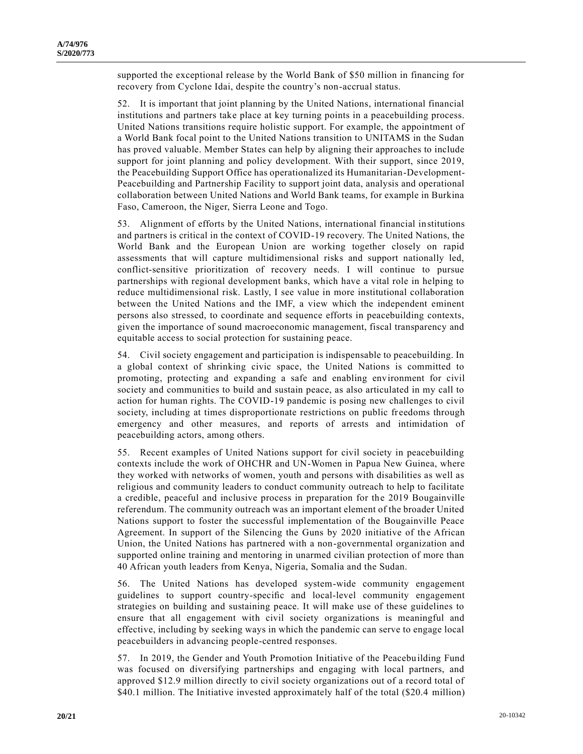supported the exceptional release by the World Bank of $50 million in financing for recovery from Cyclone Idai, despite the country's non-accrual status.

52. It is important that joint planning by the United Nations, international financial institutions and partners take place at key turning points in a peacebuilding process. United Nations transitions require holistic support. For example, the appointment of a World Bank focal point to the United Nations transition to UNITAMS in the Sudan has proved valuable. Member States can help by aligning their approaches to include support for joint planning and policy development. With their support, since 2019, the Peacebuilding Support Office has operationalized its Humanitarian-Development-Peacebuilding and Partnership Facility to support joint data, analysis and operational collaboration between United Nations and World Bank teams, for example in Burkina Faso, Cameroon, the Niger, Sierra Leone and Togo.

53. Alignment of efforts by the United Nations, international financial institutions and partners is critical in the context of COVID-19 recovery. The United Nations, the World Bank and the European Union are working together closely on rapid assessments that will capture multidimensional risks and support nationally led, conflict-sensitive prioritization of recovery needs. I will continue to pursue partnerships with regional development banks, which have a vital role in helping to reduce multidimensional risk. Lastly, I see value in more institutional collaboration between the United Nations and the IMF, a view which the independent eminent persons also stressed, to coordinate and sequence efforts in peacebuilding contexts, given the importance of sound macroeconomic management, fiscal transparency and equitable access to social protection for sustaining peace.

54. Civil society engagement and participation is indispensable to peacebuilding. In a global context of shrinking civic space, the United Nations is committed to promoting, protecting and expanding a safe and enabling environment for civil society and communities to build and sustain peace, as also articulated in my call to action for human rights. The COVID-19 pandemic is posing new challenges to civil society, including at times disproportionate restrictions on public freedoms through emergency and other measures, and reports of arrests and intimidation of peacebuilding actors, among others.

55. Recent examples of United Nations support for civil society in peacebuilding contexts include the work of OHCHR and UN-Women in Papua New Guinea, where they worked with networks of women, youth and persons with disabilities as well as religious and community leaders to conduct community outreach to help to facilitate a credible, peaceful and inclusive process in preparation for the 2019 Bougainville referendum. The community outreach was an important element of the broader United Nations support to foster the successful implementation of the Bougainville Peace Agreement. In support of the Silencing the Guns by 2020 initiative of the African Union, the United Nations has partnered with a non-governmental organization and supported online training and mentoring in unarmed civilian protection of more than 40 African youth leaders from Kenya, Nigeria, Somalia and the Sudan.

56. The United Nations has developed system-wide community engagement guidelines to support country-specific and local-level community engagement strategies on building and sustaining peace. It will make use of these guidelines to ensure that all engagement with civil society organizations is meaningful and effective, including by seeking ways in which the pandemic can serve to engage local peacebuilders in advancing people-centred responses.

57. In 2019, the Gender and Youth Promotion Initiative of the Peacebuilding Fund was focused on diversifying partnerships and engaging with local partners, and approved $12.9 million directly to civil society organizations out of a record total of $40.1 million. The Initiative invested approximately half of the total ($20.4 million)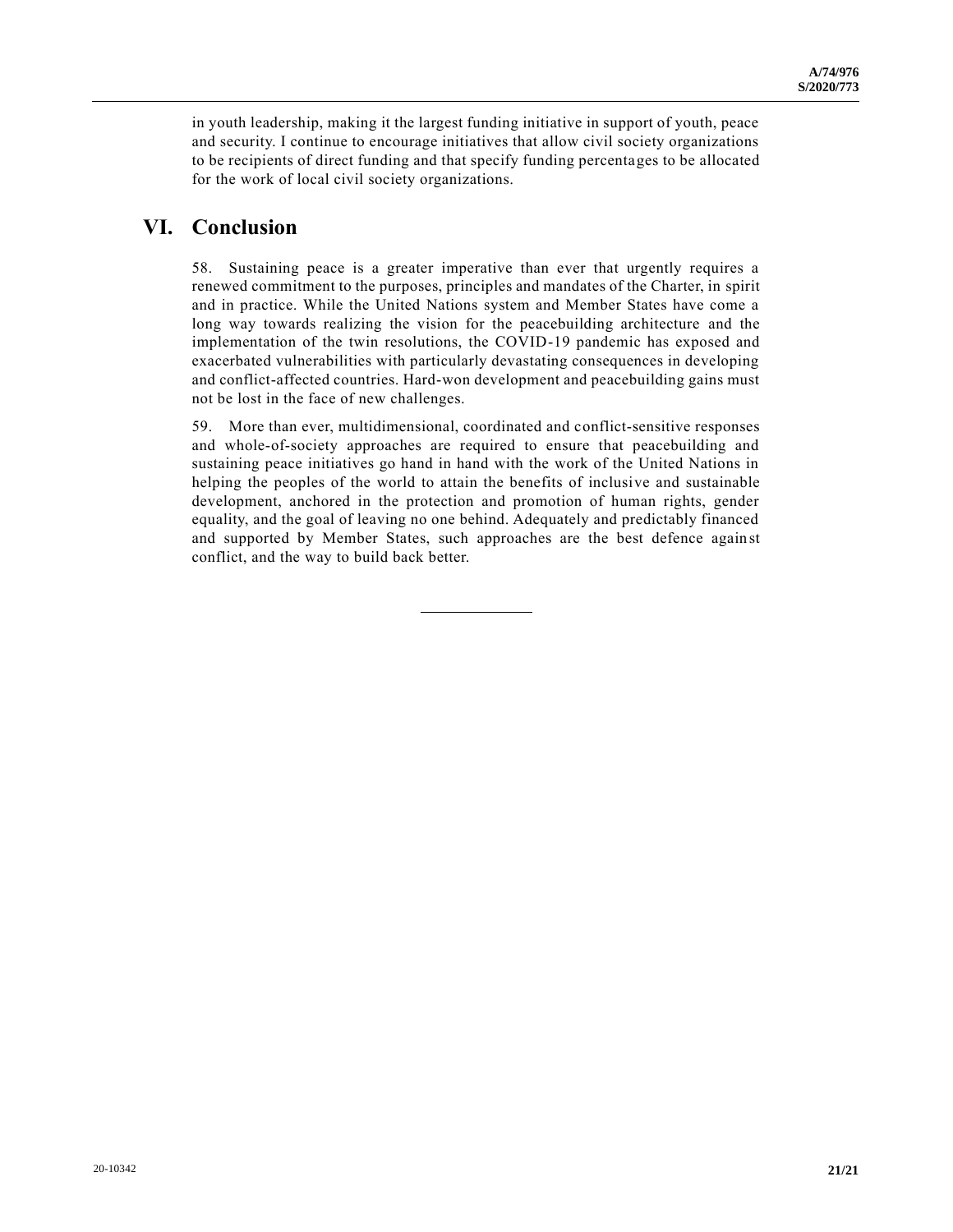in youth leadership, making it the largest funding initiative in support of youth, peace and security. I continue to encourage initiatives that allow civil society organizations to be recipients of direct funding and that specify funding percentages to be allocated for the work of local civil society organizations.

# VI. Conclusion

58. Sustaining peace is a greater imperative than ever that urgently requires a renewed commitment to the purposes, principles and mandates of the Charter, in spirit and in practice. While the United Nations system and Member States have come a long way towards realizing the vision for the peacebuilding architecture and the implementation of the twin resolutions, the COVID-19 pandemic has exposed and exacerbated vulnerabilities with particularly devastating consequences in developing and conflict-affected countries. Hard-won development and peacebuilding gains must not be lost in the face of new challenges.

59. More than ever, multidimensional, coordinated and conflict-sensitive responses and whole-of-society approaches are required to ensure that peacebuilding and sustaining peace initiatives go hand in hand with the work of the United Nations in helping the peoples of the world to attain the benefits of inclusive and sustainable development, anchored in the protection and promotion of human rights, gender equality, and the goal of leaving no one behind. Adequately and predictably financed and supported by Member States, such approaches are the best defence against conflict, and the way to build back better.